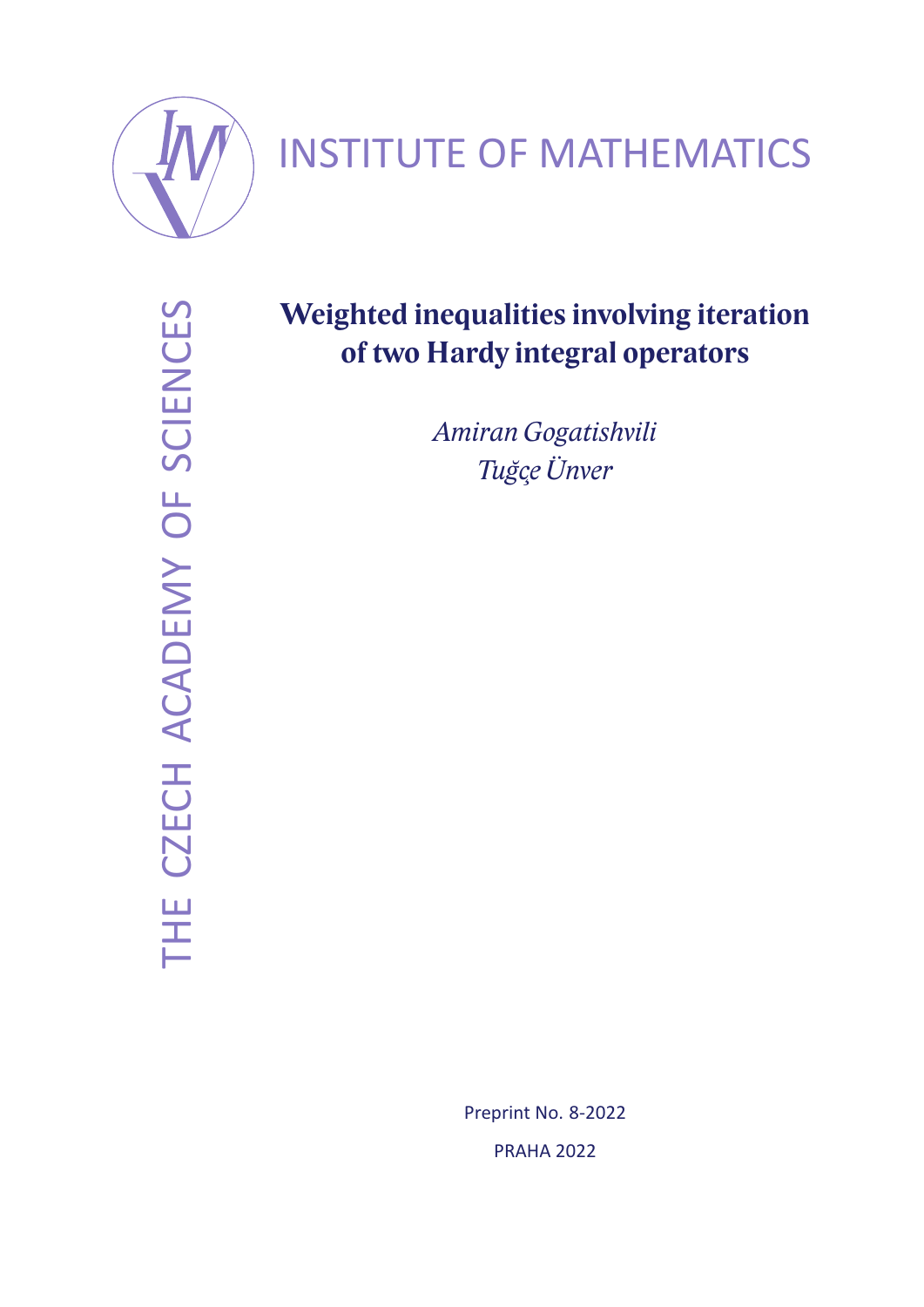INSTITUTE OF MATHEMATICS

THE CZECH ACADEMY OF SCIENCES

# Weighted inequalities involving iteration of two Hardy integral operators

*Amiran Gogatishvili*
*Tuğçe Ünver*

Preprint No. 8-2022

PRAHA 2022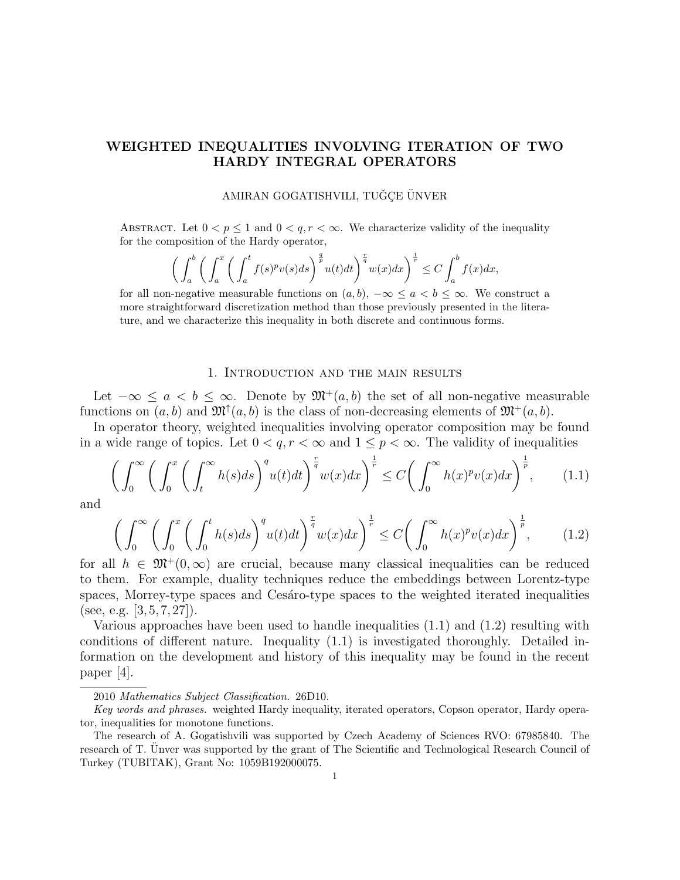# WEIGHTED INEQUALITIES INVOLVING ITERATION OF TWO HARDY INTEGRAL OPERATORS

AMIRAN GOGATISHVILI, TUĞÇE ÜNVER

Abstract. Let $0 < p \le 1$ and $0 < q, r < \infty$. We characterize validity of the inequality for the composition of the Hardy operator,

$$\bigg( \int_a^b \bigg( \int_a^x \bigg( \int_a^t f(s)^p v(s) ds \bigg)^{\frac{q}{p}} u(t) dt \bigg)^{\frac{r}{q}} w(x) dx \bigg)^{\frac{1}{r}} \le C \int_a^b f(x) dx,$$

for all non-negative measurable functions on $(a, b)$, $-\infty \le a < b \le \infty$. We construct a more straightforward discretization method than those previously presented in the literature, and we characterize this inequality in both discrete and continuous forms.

## 1. Introduction and the main results

Let $-\infty \le a < b \le \infty$. Denote by $\mathfrak{M}^+(a, b)$ the set of all non-negative measurable functions on $(a, b)$ and $\mathfrak{M}^{\uparrow}(a, b)$ is the class of non-decreasing elements of $\mathfrak{M}^+(a, b)$.

In operator theory, weighted inequalities involving operator composition may be found in a wide range of topics. Let $0 < q, r < \infty$ and $1 \le p < \infty$. The validity of inequalities

$$\bigg( \int_0^\infty \bigg( \int_0^x \bigg( \int_t^\infty h(s) ds \bigg)^q u(t) dt \bigg)^{\frac{r}{q}} w(x) dx \bigg)^{\frac{1}{r}} \le C \bigg( \int_0^\infty h(x)^p v(x) dx \bigg)^{\frac{1}{p}}, \qquad (1.1)$$

and

$$\bigg( \int_0^\infty \bigg( \int_0^x \bigg( \int_0^t h(s) ds \bigg)^q u(t) dt \bigg)^{\frac{r}{q}} w(x) dx \bigg)^{\frac{1}{r}} \le C \bigg( \int_0^\infty h(x)^p v(x) dx \bigg)^{\frac{1}{p}}, \qquad (1.2)$$

for all $h \in \mathfrak{M}^+(0, \infty)$ are crucial, because many classical inequalities can be reduced to them. For example, duality techniques reduce the embeddings between Lorentz-type spaces, Morrey-type spaces and Cesáro-type spaces to the weighted iterated inequalities (see, e.g. [3, 5, 7, 27]).

Various approaches have been used to handle inequalities (1.1) and (1.2) resulting with conditions of different nature. Inequality (1.1) is investigated thoroughly. Detailed information on the development and history of this inequality may be found in the recent paper [4].

---

2010 *Mathematics Subject Classification.* 26D10.

*Key words and phrases.* weighted Hardy inequality, iterated operators, Copson operator, Hardy operator, inequalities for monotone functions.

The research of A. Gogatishvili was supported by Czech Academy of Sciences RVO: 67985840. The research of T. Ünver was supported by the grant of The Scientific and Technological Research Council of Turkey (TUBITAK), Grant No: 1059B192000075.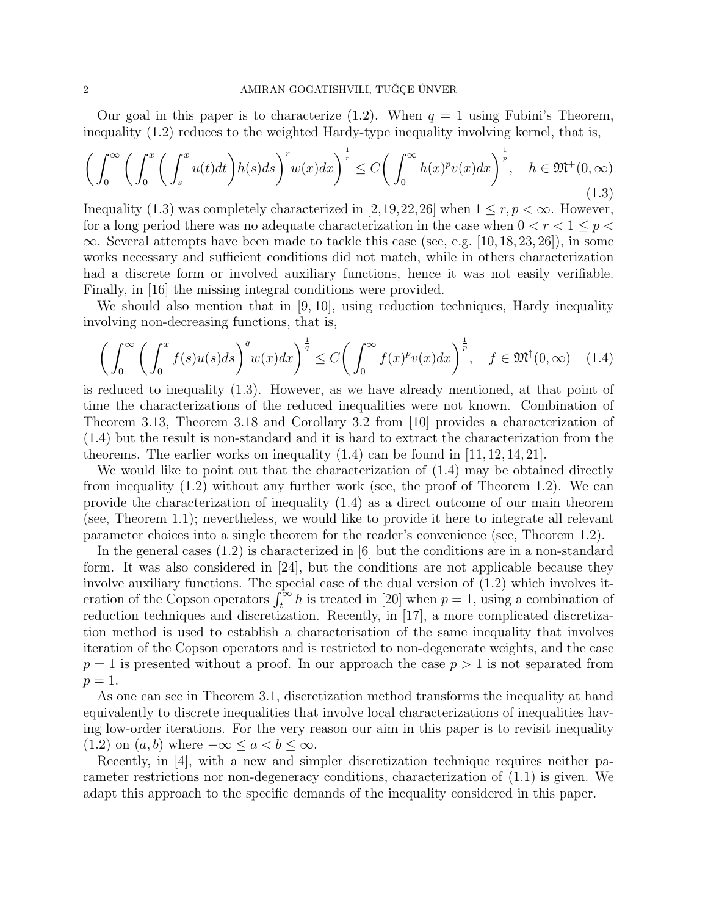Our goal in this paper is to characterize (1.2). When $q = 1$ using Fubini's Theorem, inequality (1.2) reduces to the weighted Hardy-type inequality involving kernel, that is,

$$\bigg( \int_0^\infty \bigg( \int_0^x \bigg( \int_s^x u(t)dt \bigg) h(s)ds \bigg)^r w(x)dx \bigg)^{\frac{1}{r}} \leq C \bigg( \int_0^\infty h(x)^p v(x)dx \bigg)^{\frac{1}{p}}, \quad h \in \mathfrak{M}^+(0,\infty) \tag{1.3}$$

Inequality (1.3) was completely characterized in [2,19,22,26] when $1 \leq r, p < \infty$. However, for a long period there was no adequate characterization in the case when $0 < r < 1 \leq p < \infty$. Several attempts have been made to tackle this case (see, e.g. [10, 18, 23, 26]), in some works necessary and sufficient conditions did not match, while in others characterization had a discrete form or involved auxiliary functions, hence it was not easily verifiable. Finally, in [16] the missing integral conditions were provided.

We should also mention that in [9, 10], using reduction techniques, Hardy inequality involving non-decreasing functions, that is,

$$\bigg( \int_0^\infty \bigg( \int_0^x f(s)u(s)ds \bigg)^q w(x)dx \bigg)^{\frac{1}{q}} \leq C \bigg( \int_0^\infty f(x)^p v(x)dx \bigg)^{\frac{1}{p}}, \quad f \in \mathfrak{M}^\uparrow(0,\infty) \tag{1.4}$$

is reduced to inequality (1.3). However, as we have already mentioned, at that point of time the characterizations of the reduced inequalities were not known. Combination of Theorem 3.13, Theorem 3.18 and Corollary 3.2 from [10] provides a characterization of (1.4) but the result is non-standard and it is hard to extract the characterization from the theorems. The earlier works on inequality (1.4) can be found in [11, 12, 14, 21].

We would like to point out that the characterization of (1.4) may be obtained directly from inequality (1.2) without any further work (see, the proof of Theorem 1.2). We can provide the characterization of inequality (1.4) as a direct outcome of our main theorem (see, Theorem 1.1); nevertheless, we would like to provide it here to integrate all relevant parameter choices into a single theorem for the reader's convenience (see, Theorem 1.2).

In the general cases (1.2) is characterized in [6] but the conditions are in a non-standard form. It was also considered in [24], but the conditions are not applicable because they involve auxiliary functions. The special case of the dual version of (1.2) which involves iteration of the Copson operators $\int_t^\infty h$ is treated in [20] when $p = 1$, using a combination of reduction techniques and discretization. Recently, in [17], a more complicated discretization method is used to establish a characterisation of the same inequality that involves iteration of the Copson operators and is restricted to non-degenerate weights, and the case $p = 1$ is presented without a proof. In our approach the case $p > 1$ is not separated from $p = 1$.

As one can see in Theorem 3.1, discretization method transforms the inequality at hand equivalently to discrete inequalities that involve local characterizations of inequalities having low-order iterations. For the very reason our aim in this paper is to revisit inequality (1.2) on $(a, b)$ where $-\infty \leq a < b \leq \infty$.

Recently, in [4], with a new and simpler discretization technique requires neither parameter restrictions nor non-degeneracy conditions, characterization of (1.1) is given. We adapt this approach to the specific demands of the inequality considered in this paper.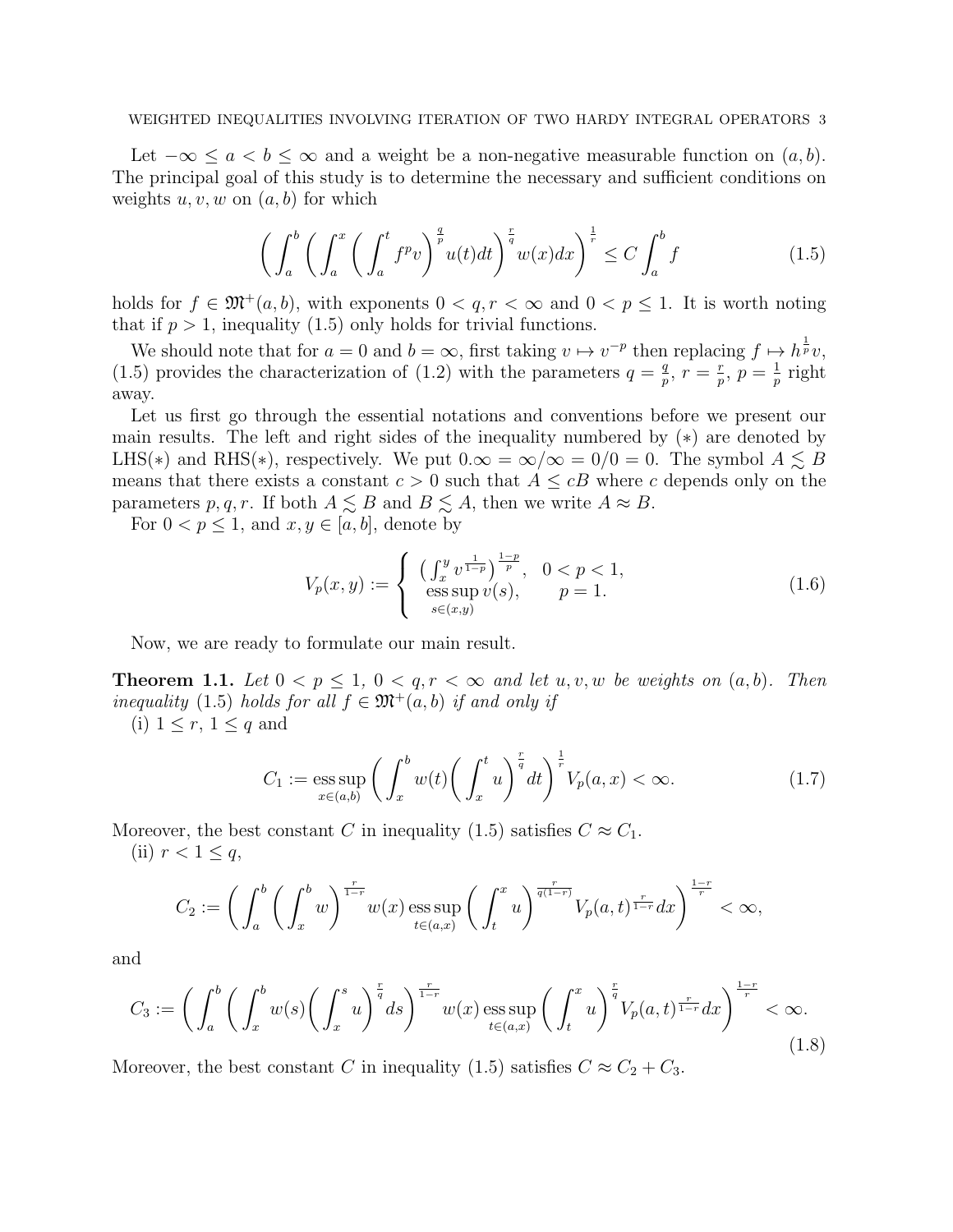Let $-\infty \le a < b \le \infty$ and a weight be a non-negative measurable function on $(a,b)$. The principal goal of this study is to determine the necessary and sufficient conditions on weights $u, v, w$ on $(a,b)$ for which

$$\left( \int_a^b \left( \int_a^x \left( \int_a^t f^p v \right)^{\frac{q}{p}} u(t) dt \right)^{\frac{r}{q}} w(x) dx \right)^{\frac{1}{r}} \le C \int_a^b f \tag{1.5}$$

holds for $f \in \mathfrak{M}^+(a,b)$, with exponents $0 < q, r < \infty$ and $0 < p \le 1$. It is worth noting that if $p > 1$, inequality (1.5) only holds for trivial functions.

We should note that for $a = 0$ and $b = \infty$, first taking $v \mapsto v^{-p}$ then replacing $f \mapsto h^{\frac{1}{p}} v$, (1.5) provides the characterization of (1.2) with the parameters $q = \frac{q}{p}$, $r = \frac{r}{p}$, $p = \frac{1}{p}$ right away.

Let us first go through the essential notations and conventions before we present our main results. The left and right sides of the inequality numbered by $(*)$ are denoted by LHS$(*)$ and RHS$(*)$, respectively. We put $0.\infty = \infty/\infty = 0/0 = 0$. The symbol $A \lesssim B$ means that there exists a constant $c > 0$ such that $A \le cB$ where $c$ depends only on the parameters $p, q, r$. If both $A \lesssim B$ and $B \lesssim A$, then we write $A \approx B$.

For $0 < p \le 1$, and $x, y \in [a,b]$, denote by

$$V_p(x,y) := \begin{cases} \left( \int_x^y v^{\frac{1}{1-p}} \right)^{\frac{1-p}{p}}, & 0 < p < 1, \\ \operatorname*{ess\,sup}_{s \in (x,y)} v(s), & p = 1. \end{cases} \tag{1.6}$$

Now, we are ready to formulate our main result.

**Theorem 1.1.** *Let $0 < p \le 1$, $0 < q, r < \infty$ and let $u, v, w$ be weights on $(a,b)$. Then inequality* (1.5) *holds for all $f \in \mathfrak{M}^+(a,b)$ if and only if*

(i) $1 \le r$, $1 \le q$ and

$$C_1 := \operatorname*{ess\,sup}_{x \in (a,b)} \left( \int_x^b w(t) \left( \int_x^t u \right)^{\frac{r}{q}} dt \right)^{\frac{1}{r}} V_p(a,x) < \infty. \tag{1.7}$$

Moreover, the best constant $C$ in inequality (1.5) satisfies $C \approx C_1$.

(ii) $r < 1 \le q$,

$$C_2 := \left( \int_a^b \left( \int_x^b w \right)^{\frac{r}{1-r}} w(x) \operatorname*{ess\,sup}_{t \in (a,x)} \left( \int_t^x u \right)^{\frac{r}{q(1-r)}} V_p(a,t)^{\frac{r}{1-r}} dx \right)^{\frac{1-r}{r}} < \infty,$$

and

$$C_3 := \left( \int_a^b \left( \int_x^b w(s) \left( \int_x^s u \right)^{\frac{r}{q}} ds \right)^{\frac{r}{1-r}} w(x) \operatorname*{ess\,sup}_{t \in (a,x)} \left( \int_t^x u \right)^{\frac{r}{q}} V_p(a,t)^{\frac{r}{1-r}} dx \right)^{\frac{1-r}{r}} < \infty. \tag{1.8}$$

Moreover, the best constant $C$ in inequality (1.5) satisfies $C \approx C_2 + C_3$.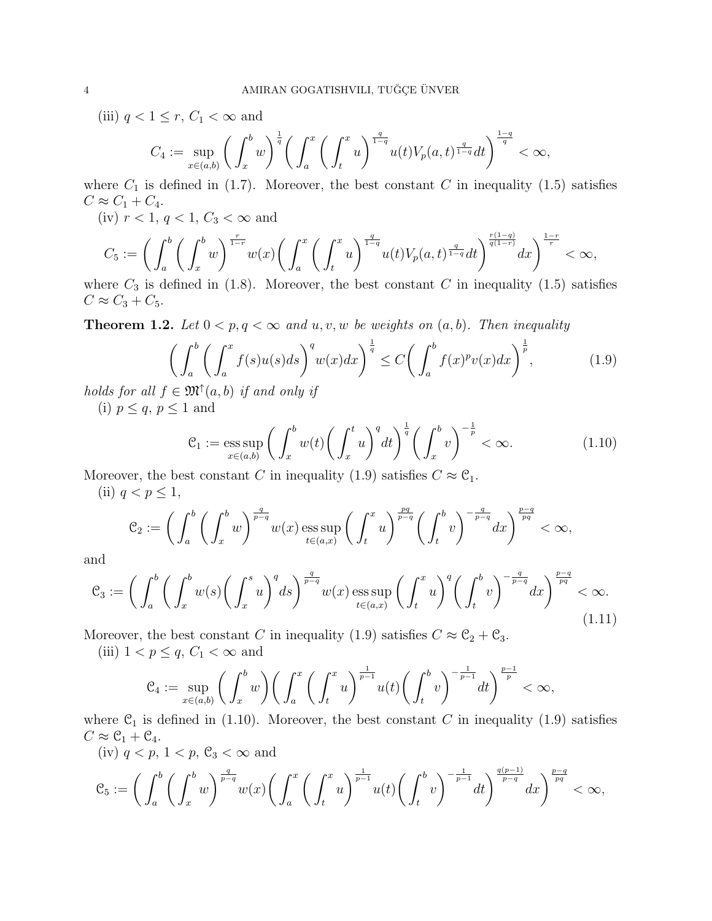(iii) $q < 1 \le r$, $C_1 < \infty$ and

$$C_4 := \sup_{x\in(a,b)} \bigg( \int_x^b w \bigg)^{\frac{1}{q}} \bigg( \int_a^x \bigg( \int_t^x u \bigg)^{\frac{q}{1-q}} u(t) V_p(a,t)^{\frac{q}{1-q}} dt \bigg)^{\frac{1-q}{q}} < \infty,$$

where $C_1$ is defined in (1.7). Moreover, the best constant $C$ in inequality (1.5) satisfies $C \approx C_1 + C_4$.

(iv) $r < 1$, $q < 1$, $C_3 < \infty$ and

$$C_5 := \bigg( \int_a^b \bigg( \int_x^b w \bigg)^{\frac{r}{1-r}} w(x) \bigg( \int_a^x \bigg( \int_t^x u \bigg)^{\frac{q}{1-q}} u(t) V_p(a,t)^{\frac{q}{1-q}} dt \bigg)^{\frac{r(1-q)}{q(1-r)}} dx \bigg)^{\frac{1-r}{r}} < \infty,$$

where $C_3$ is defined in (1.8). Moreover, the best constant $C$ in inequality (1.5) satisfies $C \approx C_3 + C_5$.

**Theorem 1.2.** *Let $0 < p, q < \infty$ and $u, v, w$ be weights on $(a,b)$. Then inequality*

$$\bigg( \int_a^b \bigg( \int_a^x f(s) u(s) ds \bigg)^q w(x) dx \bigg)^{\frac{1}{q}} \le C \bigg( \int_a^b f(x)^p v(x) dx \bigg)^{\frac{1}{p}}, \tag{1.9}$$

*holds for all $f \in \mathfrak{M}^{\uparrow}(a,b)$ if and only if*

(i) $p \le q$, $p \le 1$ and

$$\mathcal{C}_1 := \operatorname*{ess\,sup}_{x\in(a,b)} \bigg( \int_x^b w(t) \bigg( \int_x^t u \bigg)^q dt \bigg)^{\frac{1}{q}} \bigg( \int_x^b v \bigg)^{-\frac{1}{p}} < \infty. \tag{1.10}$$

Moreover, the best constant $C$ in inequality (1.9) satisfies $C \approx \mathcal{C}_1$.

(ii) $q < p \le 1$,

$$\mathcal{C}_2 := \bigg( \int_a^b \bigg( \int_x^b w \bigg)^{\frac{q}{p-q}} w(x) \operatorname*{ess\,sup}_{t\in(a,x)} \bigg( \int_t^x u \bigg)^{\frac{pq}{p-q}} \bigg( \int_t^b v \bigg)^{-\frac{q}{p-q}} dx \bigg)^{\frac{p-q}{pq}} < \infty,$$

and

$$\mathcal{C}_3 := \bigg( \int_a^b \bigg( \int_x^b w(s) \bigg( \int_x^s u \bigg)^q ds \bigg)^{\frac{q}{p-q}} w(x) \operatorname*{ess\,sup}_{t\in(a,x)} \bigg( \int_t^x u \bigg)^q \bigg( \int_t^b v \bigg)^{-\frac{q}{p-q}} dx \bigg)^{\frac{p-q}{pq}} < \infty. \tag{1.11}$$

Moreover, the best constant $C$ in inequality (1.9) satisfies $C \approx \mathcal{C}_2 + \mathcal{C}_3$.

(iii) $1 < p \le q$, $\mathcal{C}_1 < \infty$ and

$$\mathcal{C}_4 := \sup_{x\in(a,b)} \bigg( \int_x^b w \bigg) \bigg( \int_a^x \bigg( \int_t^x u \bigg)^{\frac{1}{p-1}} u(t) \bigg( \int_t^b v \bigg)^{-\frac{1}{p-1}} dt \bigg)^{\frac{p-1}{p}} < \infty,$$

where $\mathcal{C}_1$ is defined in (1.10). Moreover, the best constant $C$ in inequality (1.9) satisfies $C \approx \mathcal{C}_1 + \mathcal{C}_4$.

(iv) $q < p$, $1 < p$, $\mathcal{C}_3 < \infty$ and

$$\mathcal{C}_5 := \bigg( \int_a^b \bigg( \int_x^b w \bigg)^{\frac{q}{p-q}} w(x) \bigg( \int_a^x \bigg( \int_t^x u \bigg)^{\frac{1}{p-1}} u(t) \bigg( \int_t^b v \bigg)^{-\frac{1}{p-1}} dt \bigg)^{\frac{q(p-1)}{p-q}} dx \bigg)^{\frac{p-q}{pq}} < \infty,$$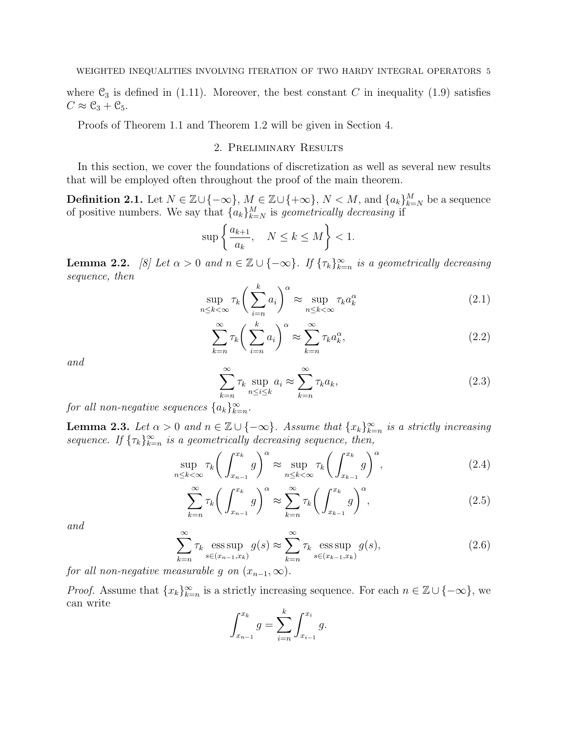where $\mathcal{C}_3$ is defined in (1.11). Moreover, the best constant $C$ in inequality (1.9) satisfies $C \approx \mathcal{C}_3 + \mathcal{C}_5$.

Proofs of Theorem 1.1 and Theorem 1.2 will be given in Section 4.

## 2. Preliminary Results

In this section, we cover the foundations of discretization as well as several new results that will be employed often throughout the proof of the main theorem.

**Definition 2.1.** Let $N \in \mathbb{Z} \cup \{-\infty\}$, $M \in \mathbb{Z} \cup \{+\infty\}$, $N < M$, and $\{a_k\}_{k=N}^M$ be a sequence of positive numbers. We say that $\{a_k\}_{k=N}^M$ is *geometrically decreasing* if

$$\sup \left\{ \frac{a_{k+1}}{a_k}, \quad N \le k \le M \right\} < 1.$$

**Lemma 2.2.** *[8] Let $\alpha > 0$ and $n \in \mathbb{Z} \cup \{-\infty\}$. If $\{\tau_k\}_{k=n}^\infty$ is a geometrically decreasing sequence, then*

$$\sup_{n \le k < \infty} \tau_k \bigg( \sum_{i=n}^k a_i \bigg)^\alpha \approx \sup_{n \le k < \infty} \tau_k a_k^\alpha \tag{2.1}$$

$$\sum_{k=n}^\infty \tau_k \bigg( \sum_{i=n}^k a_i \bigg)^\alpha \approx \sum_{k=n}^\infty \tau_k a_k^\alpha, \tag{2.2}$$

*and*

$$\sum_{k=n}^\infty \tau_k \sup_{n \le i \le k} a_i \approx \sum_{k=n}^\infty \tau_k a_k, \tag{2.3}$$

*for all non-negative sequences $\{a_k\}_{k=n}^\infty$.*

**Lemma 2.3.** *Let $\alpha > 0$ and $n \in \mathbb{Z} \cup \{-\infty\}$. Assume that $\{x_k\}_{k=n}^\infty$ is a strictly increasing sequence. If $\{\tau_k\}_{k=n}^\infty$ is a geometrically decreasing sequence, then,*

$$\sup_{n \le k < \infty} \tau_k \bigg( \int_{x_{n-1}}^{x_k} g \bigg)^\alpha \approx \sup_{n \le k < \infty} \tau_k \bigg( \int_{x_{k-1}}^{x_k} g \bigg)^\alpha, \tag{2.4}$$

$$\sum_{k=n}^\infty \tau_k \bigg( \int_{x_{n-1}}^{x_k} g \bigg)^\alpha \approx \sum_{k=n}^\infty \tau_k \bigg( \int_{x_{k-1}}^{x_k} g \bigg)^\alpha, \tag{2.5}$$

*and*

$$\sum_{k=n}^\infty \tau_k \operatorname*{ess\,sup}_{s \in (x_{n-1}, x_k)} g(s) \approx \sum_{k=n}^\infty \tau_k \operatorname*{ess\,sup}_{s \in (x_{k-1}, x_k)} g(s), \tag{2.6}$$

*for all non-negative measurable $g$ on $(x_{n-1}, \infty)$.*

*Proof.* Assume that $\{x_k\}_{k=n}^\infty$ is a strictly increasing sequence. For each $n \in \mathbb{Z} \cup \{-\infty\}$, we can write

$$\int_{x_{n-1}}^{x_k} g = \sum_{i=n}^k \int_{x_{i-1}}^{x_i} g.$$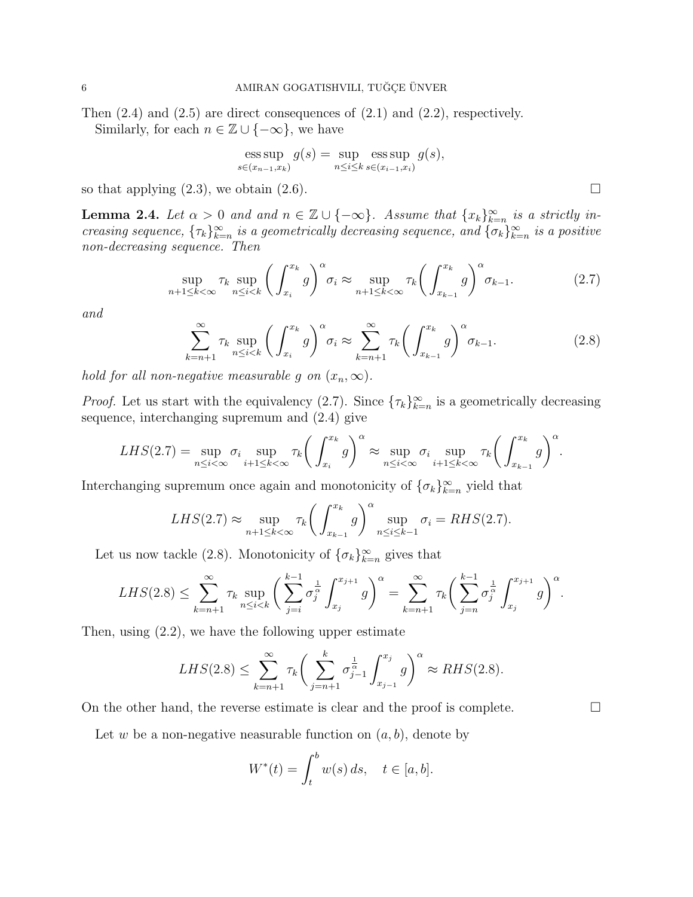Then (2.4) and (2.5) are direct consequences of (2.1) and (2.2), respectively.

Similarly, for each $n \in \mathbb{Z} \cup \{-\infty\}$, we have

$$\operatorname*{ess\,sup}_{s\in(x_{n-1},x_k)} g(s) = \sup_{n\le i\le k} \operatorname*{ess\,sup}_{s\in(x_{i-1},x_i)} g(s),$$

so that applying (2.3), we obtain (2.6). $\square$

**Lemma 2.4.** *Let $\alpha > 0$ and and $n \in \mathbb{Z} \cup \{-\infty\}$. Assume that $\{x_k\}_{k=n}^{\infty}$ is a strictly increasing sequence, $\{\tau_k\}_{k=n}^{\infty}$ is a geometrically decreasing sequence, and $\{\sigma_k\}_{k=n}^{\infty}$ is a positive non-decreasing sequence. Then*

$$\sup_{n+1\le k<\infty} \tau_k \sup_{n\le i<k} \bigg(\int_{x_i}^{x_k} g\bigg)^{\alpha} \sigma_i \approx \sup_{n+1\le k<\infty} \tau_k \bigg(\int_{x_{k-1}}^{x_k} g\bigg)^{\alpha} \sigma_{k-1}. \tag{2.7}$$

*and*

$$\sum_{k=n+1}^{\infty} \tau_k \sup_{n\le i<k} \bigg(\int_{x_i}^{x_k} g\bigg)^{\alpha} \sigma_i \approx \sum_{k=n+1}^{\infty} \tau_k \bigg(\int_{x_{k-1}}^{x_k} g\bigg)^{\alpha} \sigma_{k-1}. \tag{2.8}$$

*hold for all non-negative measurable $g$ on $(x_n, \infty)$.*

*Proof.* Let us start with the equivalency (2.7). Since $\{\tau_k\}_{k=n}^{\infty}$ is a geometrically decreasing sequence, interchanging supremum and (2.4) give

$$LHS(2.7) = \sup_{n\le i<\infty} \sigma_i \sup_{i+1\le k<\infty} \tau_k \bigg(\int_{x_i}^{x_k} g\bigg)^{\alpha} \approx \sup_{n\le i<\infty} \sigma_i \sup_{i+1\le k<\infty} \tau_k \bigg(\int_{x_{k-1}}^{x_k} g\bigg)^{\alpha}.$$

Interchanging supremum once again and monotonicity of $\{\sigma_k\}_{k=n}^{\infty}$ yield that

$$LHS(2.7) \approx \sup_{n+1\le k<\infty} \tau_k \bigg(\int_{x_{k-1}}^{x_k} g\bigg)^{\alpha} \sup_{n\le i\le k-1} \sigma_i = RHS(2.7).$$

Let us now tackle (2.8). Monotonicity of $\{\sigma_k\}_{k=n}^{\infty}$ gives that

$$LHS(2.8) \le \sum_{k=n+1}^{\infty} \tau_k \sup_{n\le i<k} \bigg(\sum_{j=i}^{k-1} \sigma_j^{\frac{1}{\alpha}} \int_{x_j}^{x_{j+1}} g\bigg)^{\alpha} = \sum_{k=n+1}^{\infty} \tau_k \bigg(\sum_{j=n}^{k-1} \sigma_j^{\frac{1}{\alpha}} \int_{x_j}^{x_{j+1}} g\bigg)^{\alpha}.$$

Then, using (2.2), we have the following upper estimate

$$LHS(2.8) \le \sum_{k=n+1}^{\infty} \tau_k \bigg(\sum_{j=n+1}^{k} \sigma_{j-1}^{\frac{1}{\alpha}} \int_{x_{j-1}}^{x_j} g\bigg)^{\alpha} \approx RHS(2.8).$$

On the other hand, the reverse estimate is clear and the proof is complete. $\square$

Let $w$ be a non-negative neasurable function on $(a, b)$, denote by

$$W^*(t) = \int_t^b w(s)\,ds, \quad t \in [a, b].$$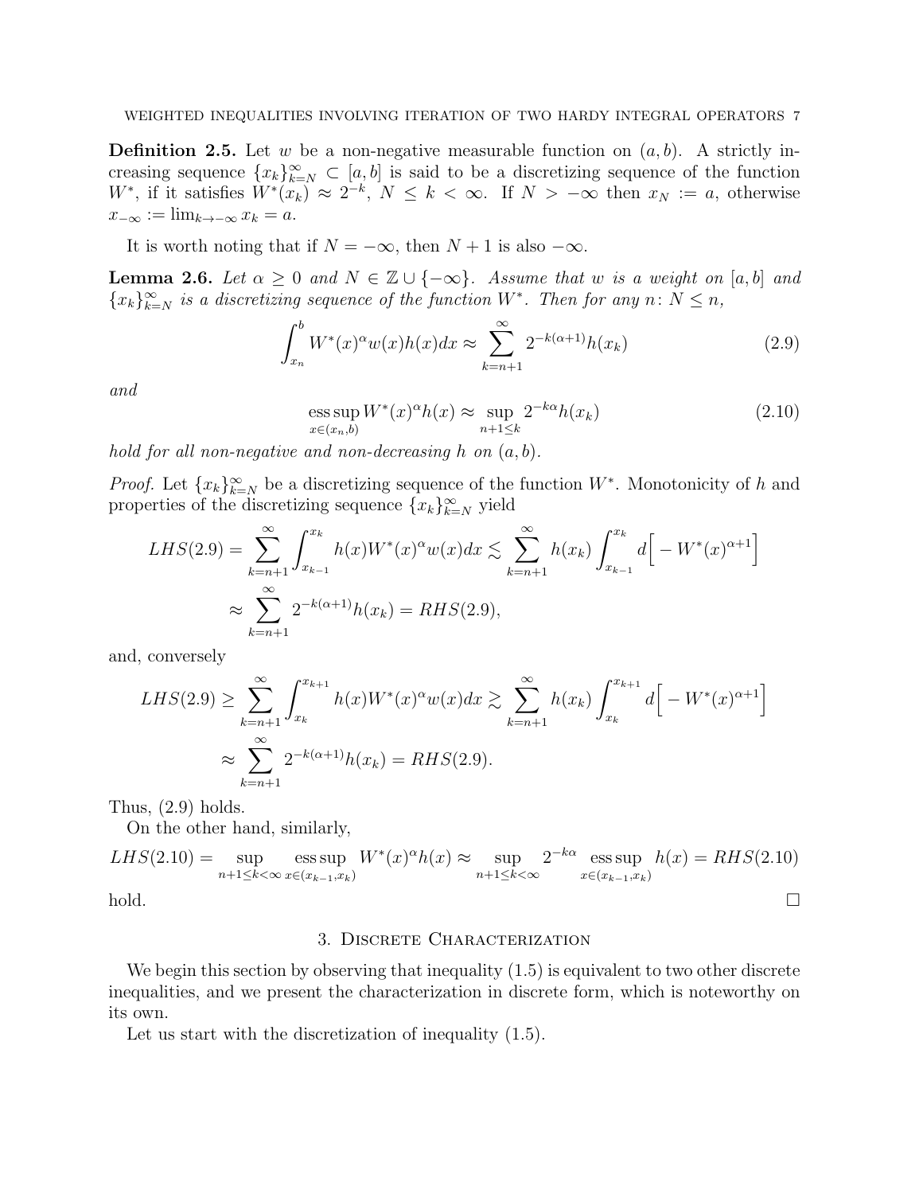**Definition 2.5.** Let $w$ be a non-negative measurable function on $(a, b)$. A strictly increasing sequence $\{x_k\}_{k=N}^{\infty} \subset [a, b]$ is said to be a discretizing sequence of the function $W^*$, if it satisfies $W^*(x_k) \approx 2^{-k}$, $N \le k < \infty$. If $N > -\infty$ then $x_N := a$, otherwise $x_{-\infty} := \lim_{k \to -\infty} x_k = a$.

It is worth noting that if $N = -\infty$, then $N + 1$ is also $-\infty$.

**Lemma 2.6.** *Let $\alpha \ge 0$ and $N \in \mathbb{Z} \cup \{-\infty\}$. Assume that $w$ is a weight on $[a, b]$ and $\{x_k\}_{k=N}^{\infty}$ is a discretizing sequence of the function $W^*$. Then for any $n$: $N \le n$,*

$$\int_{x_n}^{b} W^*(x)^{\alpha} w(x) h(x) dx \approx \sum_{k=n+1}^{\infty} 2^{-k(\alpha+1)} h(x_k) \tag{2.9}$$

*and*

$$\operatorname*{ess\,sup}_{x \in (x_n, b)} W^*(x)^{\alpha} h(x) \approx \sup_{n+1 \le k} 2^{-k\alpha} h(x_k) \tag{2.10}$$

*hold for all non-negative and non-decreasing $h$ on $(a, b)$.*

*Proof.* Let $\{x_k\}_{k=N}^{\infty}$ be a discretizing sequence of the function $W^*$. Monotonicity of $h$ and properties of the discretizing sequence $\{x_k\}_{k=N}^{\infty}$ yield

$$\begin{aligned}
LHS(2.9) &= \sum_{k=n+1}^{\infty} \int_{x_{k-1}}^{x_k} h(x) W^*(x)^{\alpha} w(x) dx \lesssim \sum_{k=n+1}^{\infty} h(x_k) \int_{x_{k-1}}^{x_k} d\Big[ -W^*(x)^{\alpha+1} \Big] \\
&\approx \sum_{k=n+1}^{\infty} 2^{-k(\alpha+1)} h(x_k) = RHS(2.9),
\end{aligned}$$

and, conversely

$$\begin{aligned}
LHS(2.9) &\ge \sum_{k=n+1}^{\infty} \int_{x_k}^{x_{k+1}} h(x) W^*(x)^{\alpha} w(x) dx \gtrsim \sum_{k=n+1}^{\infty} h(x_k) \int_{x_k}^{x_{k+1}} d\Big[ -W^*(x)^{\alpha+1} \Big] \\
&\approx \sum_{k=n+1}^{\infty} 2^{-k(\alpha+1)} h(x_k) = RHS(2.9).
\end{aligned}$$

Thus, (2.9) holds.

On the other hand, similarly,

$$LHS(2.10) = \sup_{n+1 \le k < \infty} \operatorname*{ess\,sup}_{x \in (x_{k-1}, x_k)} W^*(x)^{\alpha} h(x) \approx \sup_{n+1 \le k < \infty} 2^{-k\alpha} \operatorname*{ess\,sup}_{x \in (x_{k-1}, x_k)} h(x) = RHS(2.10)$$

hold. $\square$

## 3. Discrete Characterization

We begin this section by observing that inequality (1.5) is equivalent to two other discrete inequalities, and we present the characterization in discrete form, which is noteworthy on its own.

Let us start with the discretization of inequality (1.5).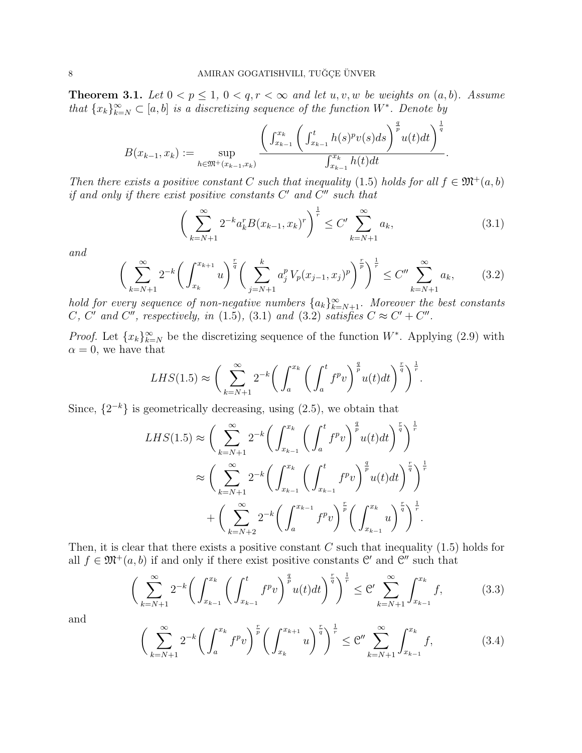**Theorem 3.1.** *Let $0 < p \le 1$, $0 < q, r < \infty$ and let $u, v, w$ be weights on $(a,b)$. Assume that $\{x_k\}_{k=N}^\infty \subset [a,b]$ is a discretizing sequence of the function $W^*$. Denote by*

$$B(x_{k-1}, x_k) := \sup_{h \in \mathfrak{M}^+(x_{k-1},x_k)} \frac{\left( \int_{x_{k-1}}^{x_k} \left( \int_{x_{k-1}}^t h(s)^p v(s) ds \right)^{\frac{q}{p}} u(t) dt \right)^{\frac{1}{q}}}{\int_{x_{k-1}}^{x_k} h(t) dt}.$$

*Then there exists a positive constant $C$ such that inequality (1.5) holds for all $f \in \mathfrak{M}^+(a,b)$ if and only if there exist positive constants $C'$ and $C''$ such that*

$$\left( \sum_{k=N+1}^\infty 2^{-k} a_k^r B(x_{k-1}, x_k)^r \right)^{\frac{1}{r}} \le C' \sum_{k=N+1}^\infty a_k, \tag{3.1}$$

*and*

$$\left( \sum_{k=N+1}^\infty 2^{-k} \left( \int_{x_k}^{x_{k+1}} u \right)^{\frac{r}{q}} \left( \sum_{j=N+1}^k a_j^p V_p(x_{j-1}, x_j)^p \right)^{\frac{r}{p}} \right)^{\frac{1}{r}} \le C'' \sum_{k=N+1}^\infty a_k, \tag{3.2}$$

*hold for every sequence of non-negative numbers $\{a_k\}_{k=N+1}^\infty$. Moreover the best constants $C$, $C'$ and $C''$, respectively, in (1.5), (3.1) and (3.2) satisfies $C \approx C' + C''$.*

*Proof.* Let $\{x_k\}_{k=N}^\infty$ be the discretizing sequence of the function $W^*$. Applying (2.9) with $\alpha = 0$, we have that

$$LHS(1.5) \approx \left( \sum_{k=N+1}^\infty 2^{-k} \left( \int_a^{x_k} \left( \int_a^t f^p v \right)^{\frac{q}{p}} u(t) dt \right)^{\frac{r}{q}} \right)^{\frac{1}{r}}.$$

Since, $\{2^{-k}\}$ is geometrically decreasing, using (2.5), we obtain that

$$\begin{aligned} LHS(1.5) &\approx \left( \sum_{k=N+1}^\infty 2^{-k} \left( \int_{x_{k-1}}^{x_k} \left( \int_a^t f^p v \right)^{\frac{q}{p}} u(t) dt \right)^{\frac{r}{q}} \right)^{\frac{1}{r}} \\ &\approx \left( \sum_{k=N+1}^\infty 2^{-k} \left( \int_{x_{k-1}}^{x_k} \left( \int_{x_{k-1}}^t f^p v \right)^{\frac{q}{p}} u(t) dt \right)^{\frac{r}{q}} \right)^{\frac{1}{r}} \\ &\quad + \left( \sum_{k=N+2}^\infty 2^{-k} \left( \int_a^{x_{k-1}} f^p v \right)^{\frac{r}{p}} \left( \int_{x_{k-1}}^{x_k} u \right)^{\frac{r}{q}} \right)^{\frac{1}{r}}. \end{aligned}$$

Then, it is clear that there exists a positive constant $C$ such that inequality (1.5) holds for all $f \in \mathfrak{M}^+(a,b)$ if and only if there exist positive constants $\mathcal{C}'$ and $\mathcal{C}''$ such that

$$\left( \sum_{k=N+1}^\infty 2^{-k} \left( \int_{x_{k-1}}^{x_k} \left( \int_{x_{k-1}}^t f^p v \right)^{\frac{q}{p}} u(t) dt \right)^{\frac{r}{q}} \right)^{\frac{1}{r}} \le \mathcal{C}' \sum_{k=N+1}^\infty \int_{x_{k-1}}^{x_k} f, \tag{3.3}$$

and

$$\left( \sum_{k=N+1}^\infty 2^{-k} \left( \int_a^{x_k} f^p v \right)^{\frac{r}{p}} \left( \int_{x_k}^{x_{k+1}} u \right)^{\frac{r}{q}} \right)^{\frac{1}{r}} \le \mathcal{C}'' \sum_{k=N+1}^\infty \int_{x_{k-1}}^{x_k} f, \tag{3.4}$$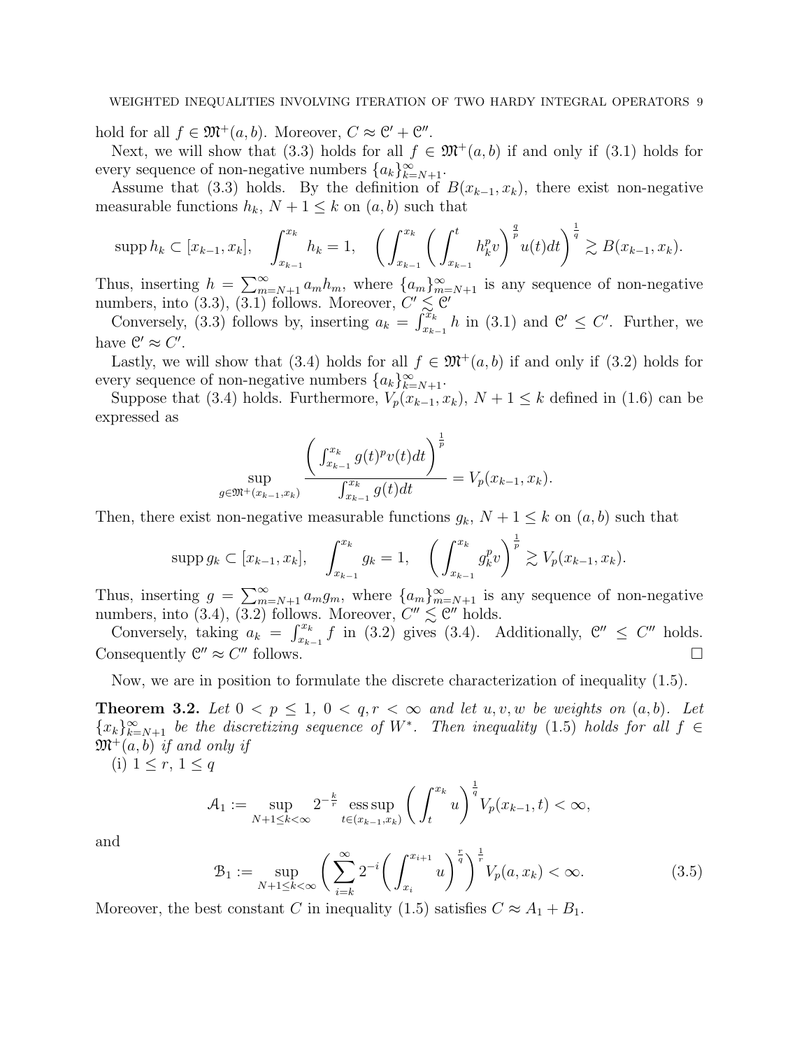hold for all $f \in \mathfrak{M}^+(a,b)$. Moreover, $C \approx \mathcal{C}' + \mathcal{C}''$.

Next, we will show that (3.3) holds for all $f \in \mathfrak{M}^+(a,b)$ if and only if (3.1) holds for every sequence of non-negative numbers $\{a_k\}_{k=N+1}^{\infty}$.

Assume that (3.3) holds. By the definition of $B(x_{k-1},x_k)$, there exist non-negative measurable functions $h_k$, $N+1 \le k$ on $(a,b)$ such that

$$\operatorname{supp} h_k \subset [x_{k-1},x_k], \quad \int_{x_{k-1}}^{x_k} h_k = 1, \quad \left( \int_{x_{k-1}}^{x_k} \left( \int_{x_{k-1}}^{t} h_k^p v \right)^{\frac{q}{p}} u(t)dt \right)^{\frac{1}{q}} \gtrsim B(x_{k-1},x_k).$$

Thus, inserting $h = \sum_{m=N+1}^{\infty} a_m h_m$, where $\{a_m\}_{m=N+1}^{\infty}$ is any sequence of non-negative numbers, into (3.3), (3.1) follows. Moreover, $C' \lesssim \mathcal{C}'$

Conversely, (3.3) follows by, inserting $a_k = \int_{x_{k-1}}^{x_k} h$ in (3.1) and $\mathcal{C}' \le C'$. Further, we have $\mathcal{C}' \approx C'$.

Lastly, we will show that (3.4) holds for all $f \in \mathfrak{M}^+(a,b)$ if and only if (3.2) holds for every sequence of non-negative numbers $\{a_k\}_{k=N+1}^{\infty}$.

Suppose that (3.4) holds. Furthermore, $V_p(x_{k-1},x_k)$, $N+1 \le k$ defined in (1.6) can be expressed as

$$\sup_{g \in \mathfrak{M}^+(x_{k-1},x_k)} \frac{\left( \int_{x_{k-1}}^{x_k} g(t)^p v(t)dt \right)^{\frac{1}{p}}}{\int_{x_{k-1}}^{x_k} g(t)dt} = V_p(x_{k-1},x_k).$$

Then, there exist non-negative measurable functions $g_k$, $N+1 \le k$ on $(a,b)$ such that

$$\operatorname{supp} g_k \subset [x_{k-1},x_k], \quad \int_{x_{k-1}}^{x_k} g_k = 1, \quad \left( \int_{x_{k-1}}^{x_k} g_k^p v \right)^{\frac{1}{p}} \gtrsim V_p(x_{k-1},x_k).$$

Thus, inserting $g = \sum_{m=N+1}^{\infty} a_m g_m$, where $\{a_m\}_{m=N+1}^{\infty}$ is any sequence of non-negative numbers, into (3.4), (3.2) follows. Moreover, $C'' \lesssim \mathcal{C}''$ holds.

Conversely, taking $a_k = \int_{x_{k-1}}^{x_k} f$ in (3.2) gives (3.4). Additionally, $\mathcal{C}'' \le C''$ holds. Consequently $\mathcal{C}'' \approx C''$ follows. $\square$

Now, we are in position to formulate the discrete characterization of inequality (1.5).

**Theorem 3.2.** *Let $0 < p \le 1$, $0 < q, r < \infty$ and let $u, v, w$ be weights on $(a,b)$. Let $\{x_k\}_{k=N+1}^{\infty}$ be the discretizing sequence of $W^*$. Then inequality (1.5) holds for all $f \in \mathfrak{M}^+(a,b)$ if and only if*

(i) $1 \le r$, $1 \le q$

$$\mathcal{A}_1 := \sup_{N+1 \le k < \infty} 2^{-\frac{k}{r}} \operatorname*{ess\,sup}_{t \in (x_{k-1},x_k)} \left( \int_t^{x_k} u \right)^{\frac{1}{q}} V_p(x_{k-1},t) < \infty,$$

and

$$\mathcal{B}_1 := \sup_{N+1 \le k < \infty} \left( \sum_{i=k}^{\infty} 2^{-i} \left( \int_{x_i}^{x_{i+1}} u \right)^{\frac{r}{q}} \right)^{\frac{1}{r}} V_p(a,x_k) < \infty. \tag{3.5}$$

Moreover, the best constant $C$ in inequality (1.5) satisfies $C \approx A_1 + B_1$.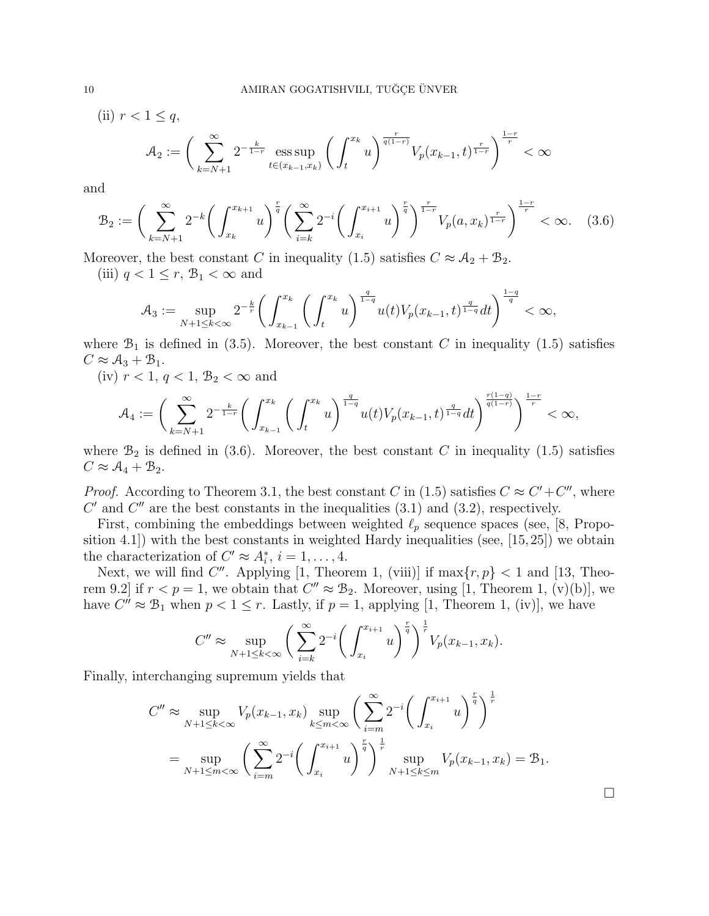(ii) $r < 1 \le q$,

$$\mathcal{A}_2 := \Bigg( \sum_{k=N+1}^{\infty} 2^{-\frac{k}{1-r}} \operatorname*{ess\,sup}_{t\in(x_{k-1},x_k)} \bigg( \int_t^{x_k} u \bigg)^{\frac{r}{q(1-r)}} V_p(x_{k-1},t)^{\frac{r}{1-r}} \Bigg)^{\frac{1-r}{r}} < \infty$$

and

$$\mathcal{B}_2 := \Bigg( \sum_{k=N+1}^{\infty} 2^{-k} \bigg( \int_{x_k}^{x_{k+1}} u \bigg)^{\frac{r}{q}} \bigg( \sum_{i=k}^{\infty} 2^{-i} \bigg( \int_{x_i}^{x_{i+1}} u \bigg)^{\frac{r}{q}} \bigg)^{\frac{r}{1-r}} V_p(a,x_k)^{\frac{r}{1-r}} \Bigg)^{\frac{1-r}{r}} < \infty. \quad (3.6)$$

Moreover, the best constant $C$ in inequality (1.5) satisfies $C \approx \mathcal{A}_2 + \mathcal{B}_2$.

(iii) $q < 1 \le r$, $\mathcal{B}_1 < \infty$ and

$$\mathcal{A}_3 := \sup_{N+1\le k<\infty} 2^{-\frac{k}{r}} \Bigg( \int_{x_{k-1}}^{x_k} \bigg( \int_t^{x_k} u \bigg)^{\frac{q}{1-q}} u(t) V_p(x_{k-1},t)^{\frac{q}{1-q}} dt \Bigg)^{\frac{1-q}{q}} < \infty,$$

where $\mathcal{B}_1$ is defined in (3.5). Moreover, the best constant $C$ in inequality (1.5) satisfies $C \approx \mathcal{A}_3 + \mathcal{B}_1$.

(iv) $r < 1$, $q < 1$, $\mathcal{B}_2 < \infty$ and

$$\mathcal{A}_4 := \Bigg( \sum_{k=N+1}^{\infty} 2^{-\frac{k}{1-r}} \Bigg( \int_{x_{k-1}}^{x_k} \bigg( \int_t^{x_k} u \bigg)^{\frac{q}{1-q}} u(t) V_p(x_{k-1},t)^{\frac{q}{1-q}} dt \Bigg)^{\frac{r(1-q)}{q(1-r)}} \Bigg)^{\frac{1-r}{r}} < \infty,$$

where $\mathcal{B}_2$ is defined in (3.6). Moreover, the best constant $C$ in inequality (1.5) satisfies $C \approx \mathcal{A}_4 + \mathcal{B}_2$.

*Proof.* According to Theorem 3.1, the best constant $C$ in (1.5) satisfies $C \approx C' + C''$, where $C'$ and $C''$ are the best constants in the inequalities (3.1) and (3.2), respectively.

First, combining the embeddings between weighted $\ell_p$ sequence spaces (see, [8, Proposition 4.1]) with the best constants in weighted Hardy inequalities (see, [15,25]) we obtain the characterization of $C' \approx A_i^*$, $i = 1, \dots, 4$.

Next, we will find $C''$. Applying [1, Theorem 1, (viii)] if $\max\{r,p\} < 1$ and [13, Theorem 9.2] if $r < p = 1$, we obtain that $C'' \approx \mathcal{B}_2$. Moreover, using [1, Theorem 1, (v)(b)], we have $C'' \approx \mathcal{B}_1$ when $p < 1 \le r$. Lastly, if $p = 1$, applying [1, Theorem 1, (iv)], we have

$$C'' \approx \sup_{N+1\le k<\infty} \Bigg( \sum_{i=k}^{\infty} 2^{-i} \bigg( \int_{x_i}^{x_{i+1}} u \bigg)^{\frac{r}{q}} \Bigg)^{\frac{1}{r}} V_p(x_{k-1},x_k).$$

Finally, interchanging supremum yields that

$$\begin{aligned} C'' &\approx \sup_{N+1\le k<\infty} V_p(x_{k-1},x_k) \sup_{k\le m<\infty} \Bigg( \sum_{i=m}^{\infty} 2^{-i} \bigg( \int_{x_i}^{x_{i+1}} u \bigg)^{\frac{r}{q}} \Bigg)^{\frac{1}{r}} \\ &= \sup_{N+1\le m<\infty} \Bigg( \sum_{i=m}^{\infty} 2^{-i} \bigg( \int_{x_i}^{x_{i+1}} u \bigg)^{\frac{r}{q}} \Bigg)^{\frac{1}{r}} \sup_{N+1\le k\le m} V_p(x_{k-1},x_k) = \mathcal{B}_1. \end{aligned}$$

$\square$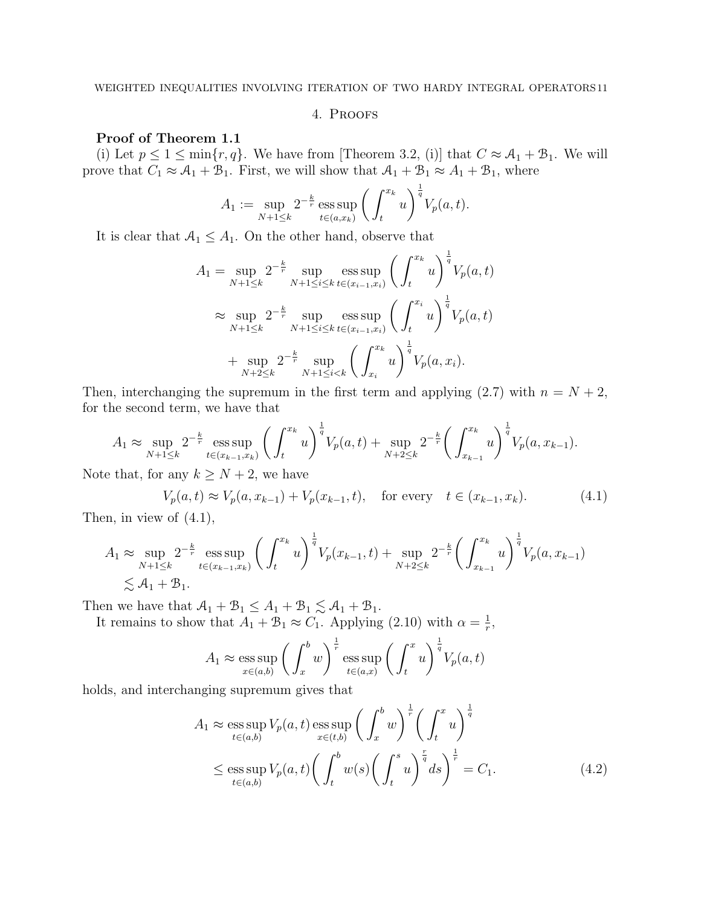## 4. Proofs

**Proof of Theorem 1.1**

(i) Let $p \le 1 \le \min\{r, q\}$. We have from [Theorem 3.2, (i)] that $C \approx \mathcal{A}_1 + \mathcal{B}_1$. We will prove that $C_1 \approx \mathcal{A}_1 + \mathcal{B}_1$. First, we will show that $\mathcal{A}_1 + \mathcal{B}_1 \approx A_1 + \mathcal{B}_1$, where

$$A_1 := \sup_{N+1 \le k} 2^{-\frac{k}{r}} \operatorname*{ess\,sup}_{t \in (a, x_k)} \bigg( \int_t^{x_k} u \bigg)^{\frac{1}{q}} V_p(a,t).$$

It is clear that $\mathcal{A}_1 \le A_1$. On the other hand, observe that

$$\begin{aligned}
A_1 &= \sup_{N+1 \le k} 2^{-\frac{k}{r}} \sup_{N+1 \le i \le k} \operatorname*{ess\,sup}_{t \in (x_{i-1}, x_i)} \bigg( \int_t^{x_k} u \bigg)^{\frac{1}{q}} V_p(a,t) \\
&\approx \sup_{N+1 \le k} 2^{-\frac{k}{r}} \sup_{N+1 \le i \le k} \operatorname*{ess\,sup}_{t \in (x_{i-1}, x_i)} \bigg( \int_t^{x_i} u \bigg)^{\frac{1}{q}} V_p(a,t) \\
&\quad + \sup_{N+2 \le k} 2^{-\frac{k}{r}} \sup_{N+1 \le i < k} \bigg( \int_{x_i}^{x_k} u \bigg)^{\frac{1}{q}} V_p(a, x_i).
\end{aligned}$$

Then, interchanging the supremum in the first term and applying (2.7) with $n = N+2$, for the second term, we have that

$$A_1 \approx \sup_{N+1 \le k} 2^{-\frac{k}{r}} \operatorname*{ess\,sup}_{t \in (x_{k-1}, x_k)} \bigg( \int_t^{x_k} u \bigg)^{\frac{1}{q}} V_p(a,t) + \sup_{N+2 \le k} 2^{-\frac{k}{r}} \bigg( \int_{x_{k-1}}^{x_k} u \bigg)^{\frac{1}{q}} V_p(a, x_{k-1}).$$

Note that, for any $k \ge N+2$, we have

$$V_p(a,t) \approx V_p(a, x_{k-1}) + V_p(x_{k-1}, t), \quad \text{for every} \quad t \in (x_{k-1}, x_k). \tag{4.1}$$

Then, in view of (4.1),

$$\begin{aligned}
A_1 &\approx \sup_{N+1 \le k} 2^{-\frac{k}{r}} \operatorname*{ess\,sup}_{t \in (x_{k-1}, x_k)} \bigg( \int_t^{x_k} u \bigg)^{\frac{1}{q}} V_p(x_{k-1},t) + \sup_{N+2 \le k} 2^{-\frac{k}{r}} \bigg( \int_{x_{k-1}}^{x_k} u \bigg)^{\frac{1}{q}} V_p(a, x_{k-1}) \\
&\lesssim \mathcal{A}_1 + \mathcal{B}_1.
\end{aligned}$$

Then we have that $\mathcal{A}_1 + \mathcal{B}_1 \le A_1 + \mathcal{B}_1 \lesssim \mathcal{A}_1 + \mathcal{B}_1$.

It remains to show that $A_1 + \mathcal{B}_1 \approx C_1$. Applying (2.10) with $\alpha = \frac{1}{r}$,

$$A_1 \approx \operatorname*{ess\,sup}_{x \in (a,b)} \bigg( \int_x^b w \bigg)^{\frac{1}{r}} \operatorname*{ess\,sup}_{t \in (a,x)} \bigg( \int_t^x u \bigg)^{\frac{1}{q}} V_p(a,t)$$

holds, and interchanging supremum gives that

$$\begin{aligned}
A_1 &\approx \operatorname*{ess\,sup}_{t \in (a,b)} V_p(a,t) \operatorname*{ess\,sup}_{x \in (t,b)} \bigg( \int_x^b w \bigg)^{\frac{1}{r}} \bigg( \int_t^x u \bigg)^{\frac{1}{q}} \\
&\le \operatorname*{ess\,sup}_{t \in (a,b)} V_p(a,t) \bigg( \int_t^b w(s) \bigg( \int_t^s u \bigg)^{\frac{r}{q}} ds \bigg)^{\frac{1}{r}} = C_1.
\end{aligned} \tag{4.2}$$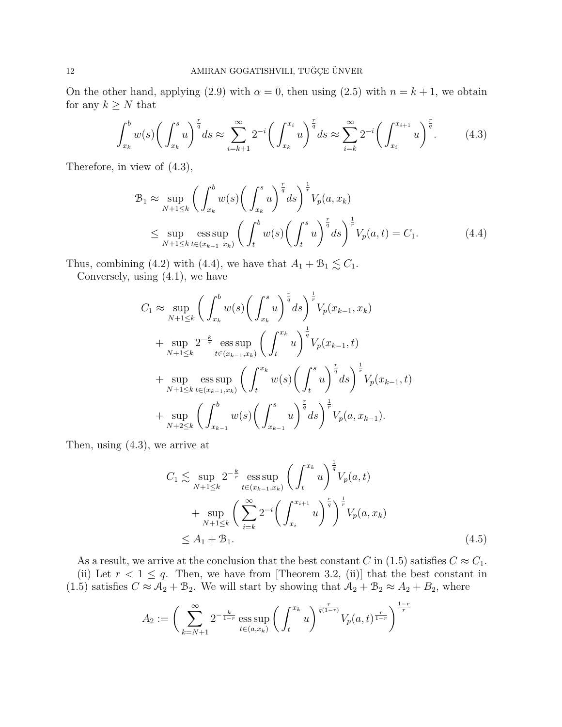On the other hand, applying (2.9) with $\alpha = 0$, then using (2.5) with $n = k+1$, we obtain for any $k \geq N$ that

$$\int_{x_k}^{b} w(s)\bigg(\int_{x_k}^{s} u\bigg)^{\frac{r}{q}} ds \approx \sum_{i=k+1}^{\infty} 2^{-i}\bigg(\int_{x_k}^{x_i} u\bigg)^{\frac{r}{q}} ds \approx \sum_{i=k}^{\infty} 2^{-i}\bigg(\int_{x_i}^{x_{i+1}} u\bigg)^{\frac{r}{q}}. \tag{4.3}$$

Therefore, in view of (4.3),

$$\begin{aligned}
\mathcal{B}_1 &\approx \sup_{N+1 \leq k} \bigg(\int_{x_k}^{b} w(s)\bigg(\int_{x_k}^{s} u\bigg)^{\frac{r}{q}} ds\bigg)^{\frac{1}{r}} V_p(a, x_k) \\
&\leq \sup_{N+1 \leq k} \operatorname*{ess\,sup}_{t \in (x_{k-1}\ x_k)} \bigg(\int_{t}^{b} w(s)\bigg(\int_{t}^{s} u\bigg)^{\frac{r}{q}} ds\bigg)^{\frac{1}{r}} V_p(a, t) = C_1.
\end{aligned} \tag{4.4}$$

Thus, combining (4.2) with (4.4), we have that $A_1 + \mathcal{B}_1 \lesssim C_1$.

Conversely, using (4.1), we have

$$\begin{aligned}
C_1 &\approx \sup_{N+1 \leq k} \bigg(\int_{x_k}^{b} w(s)\bigg(\int_{x_k}^{s} u\bigg)^{\frac{r}{q}} ds\bigg)^{\frac{1}{r}} V_p(x_{k-1}, x_k) \\
&\quad + \sup_{N+1 \leq k} 2^{-\frac{k}{r}} \operatorname*{ess\,sup}_{t \in (x_{k-1}, x_k)} \bigg(\int_{t}^{x_k} u\bigg)^{\frac{1}{q}} V_p(x_{k-1}, t) \\
&\quad + \sup_{N+1 \leq k} \operatorname*{ess\,sup}_{t \in (x_{k-1}, x_k)} \bigg(\int_{t}^{x_k} w(s)\bigg(\int_{t}^{s} u\bigg)^{\frac{r}{q}} ds\bigg)^{\frac{1}{r}} V_p(x_{k-1}, t) \\
&\quad + \sup_{N+2 \leq k} \bigg(\int_{x_{k-1}}^{b} w(s)\bigg(\int_{x_{k-1}}^{s} u\bigg)^{\frac{r}{q}} ds\bigg)^{\frac{1}{r}} V_p(a, x_{k-1}).
\end{aligned}$$

Then, using (4.3), we arrive at

$$\begin{aligned}
C_1 &\lesssim \sup_{N+1 \leq k} 2^{-\frac{k}{r}} \operatorname*{ess\,sup}_{t \in (x_{k-1}, x_k)} \bigg(\int_{t}^{x_k} u\bigg)^{\frac{1}{q}} V_p(a, t) \\
&\quad + \sup_{N+1 \leq k} \bigg(\sum_{i=k}^{\infty} 2^{-i}\bigg(\int_{x_i}^{x_{i+1}} u\bigg)^{\frac{r}{q}}\bigg)^{\frac{1}{r}} V_p(a, x_k) \\
&\leq A_1 + \mathcal{B}_1.
\end{aligned} \tag{4.5}$$

As a result, we arrive at the conclusion that the best constant $C$ in (1.5) satisfies $C \approx C_1$.

(ii) Let $r < 1 \leq q$. Then, we have from [Theorem 3.2, (ii)] that the best constant in (1.5) satisfies $C \approx \mathcal{A}_2 + \mathcal{B}_2$. We will start by showing that $\mathcal{A}_2 + \mathcal{B}_2 \approx A_2 + B_2$, where

$$A_2 := \bigg(\sum_{k=N+1}^{\infty} 2^{-\frac{k}{1-r}} \operatorname*{ess\,sup}_{t \in (a, x_k)} \bigg(\int_{t}^{x_k} u\bigg)^{\frac{r}{q(1-r)}} V_p(a, t)^{\frac{r}{1-r}}\bigg)^{\frac{1-r}{r}}$$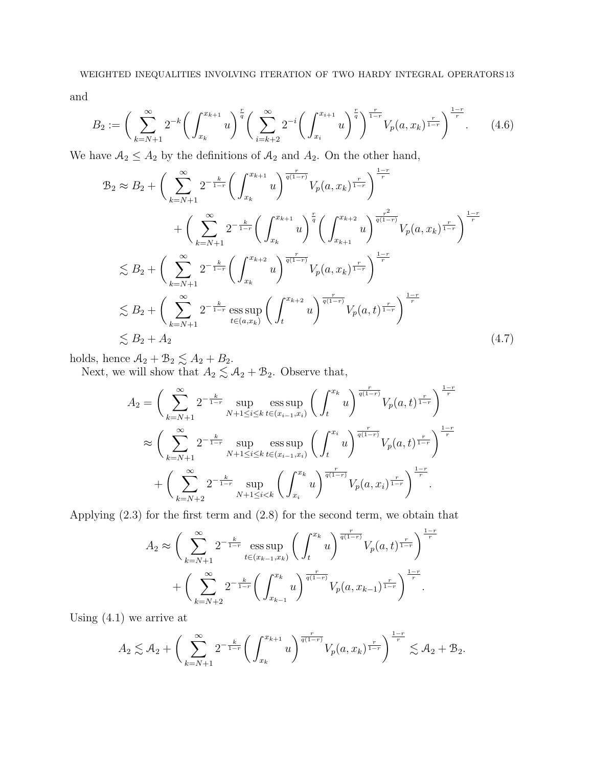and

$$B_2 := \left( \sum_{k=N+1}^{\infty} 2^{-k} \left( \int_{x_k}^{x_{k+1}} u \right)^{\frac{r}{q}} \left( \sum_{i=k+2}^{\infty} 2^{-i} \left( \int_{x_i}^{x_{i+1}} u \right)^{\frac{r}{q}} \right)^{\frac{r}{1-r}} V_p(a, x_k)^{\frac{r}{1-r}} \right)^{\frac{1-r}{r}}. \tag{4.6}$$

We have $\mathcal{A}_2 \le A_2$ by the definitions of $\mathcal{A}_2$ and $A_2$. On the other hand,

$$\begin{aligned}
\mathcal{B}_2 &\approx B_2 + \left( \sum_{k=N+1}^{\infty} 2^{-\frac{k}{1-r}} \left( \int_{x_k}^{x_{k+1}} u \right)^{\frac{r}{q(1-r)}} V_p(a, x_k)^{\frac{r}{1-r}} \right)^{\frac{1-r}{r}} \\
&\qquad + \left( \sum_{k=N+1}^{\infty} 2^{-\frac{k}{1-r}} \left( \int_{x_k}^{x_{k+1}} u \right)^{\frac{r}{q}} \left( \int_{x_{k+1}}^{x_{k+2}} u \right)^{\frac{r^2}{q(1-r)}} V_p(a, x_k)^{\frac{r}{1-r}} \right)^{\frac{1-r}{r}} \\
&\lesssim B_2 + \left( \sum_{k=N+1}^{\infty} 2^{-\frac{k}{1-r}} \left( \int_{x_k}^{x_{k+2}} u \right)^{\frac{r}{q(1-r)}} V_p(a, x_k)^{\frac{r}{1-r}} \right)^{\frac{1-r}{r}} \\
&\lesssim B_2 + \left( \sum_{k=N+1}^{\infty} 2^{-\frac{k}{1-r}} \operatorname*{ess\,sup}_{t \in (a, x_k)} \left( \int_{t}^{x_{k+2}} u \right)^{\frac{r}{q(1-r)}} V_p(a, t)^{\frac{r}{1-r}} \right)^{\frac{1-r}{r}} \\
&\lesssim B_2 + A_2
\end{aligned} \tag{4.7}$$

holds, hence $\mathcal{A}_2 + \mathcal{B}_2 \lesssim A_2 + B_2$.

Next, we will show that $A_2 \lesssim \mathcal{A}_2 + \mathcal{B}_2$. Observe that,

$$\begin{aligned}
A_2 &= \left( \sum_{k=N+1}^{\infty} 2^{-\frac{k}{1-r}} \sup_{N+1 \le i \le k} \operatorname*{ess\,sup}_{t \in (x_{i-1}, x_i)} \left( \int_{t}^{x_k} u \right)^{\frac{r}{q(1-r)}} V_p(a, t)^{\frac{r}{1-r}} \right)^{\frac{1-r}{r}} \\
&\approx \left( \sum_{k=N+1}^{\infty} 2^{-\frac{k}{1-r}} \sup_{N+1 \le i \le k} \operatorname*{ess\,sup}_{t \in (x_{i-1}, x_i)} \left( \int_{t}^{x_i} u \right)^{\frac{r}{q(1-r)}} V_p(a, t)^{\frac{r}{1-r}} \right)^{\frac{1-r}{r}} \\
&\quad + \left( \sum_{k=N+2}^{\infty} 2^{-\frac{k}{1-r}} \sup_{N+1 \le i < k} \left( \int_{x_i}^{x_k} u \right)^{\frac{r}{q(1-r)}} V_p(a, x_i)^{\frac{r}{1-r}} \right)^{\frac{1-r}{r}}.
\end{aligned}$$

Applying (2.3) for the first term and (2.8) for the second term, we obtain that

$$\begin{aligned}
A_2 &\approx \left( \sum_{k=N+1}^{\infty} 2^{-\frac{k}{1-r}} \operatorname*{ess\,sup}_{t \in (x_{k-1}, x_k)} \left( \int_{t}^{x_k} u \right)^{\frac{r}{q(1-r)}} V_p(a, t)^{\frac{r}{1-r}} \right)^{\frac{1-r}{r}} \\
&\quad + \left( \sum_{k=N+2}^{\infty} 2^{-\frac{k}{1-r}} \left( \int_{x_{k-1}}^{x_k} u \right)^{\frac{r}{q(1-r)}} V_p(a, x_{k-1})^{\frac{r}{1-r}} \right)^{\frac{1-r}{r}}.
\end{aligned}$$

Using (4.1) we arrive at

$$A_2 \lesssim \mathcal{A}_2 + \left( \sum_{k=N+1}^{\infty} 2^{-\frac{k}{1-r}} \left( \int_{x_k}^{x_{k+1}} u \right)^{\frac{r}{q(1-r)}} V_p(a, x_k)^{\frac{r}{1-r}} \right)^{\frac{1-r}{r}} \lesssim \mathcal{A}_2 + \mathcal{B}_2.$$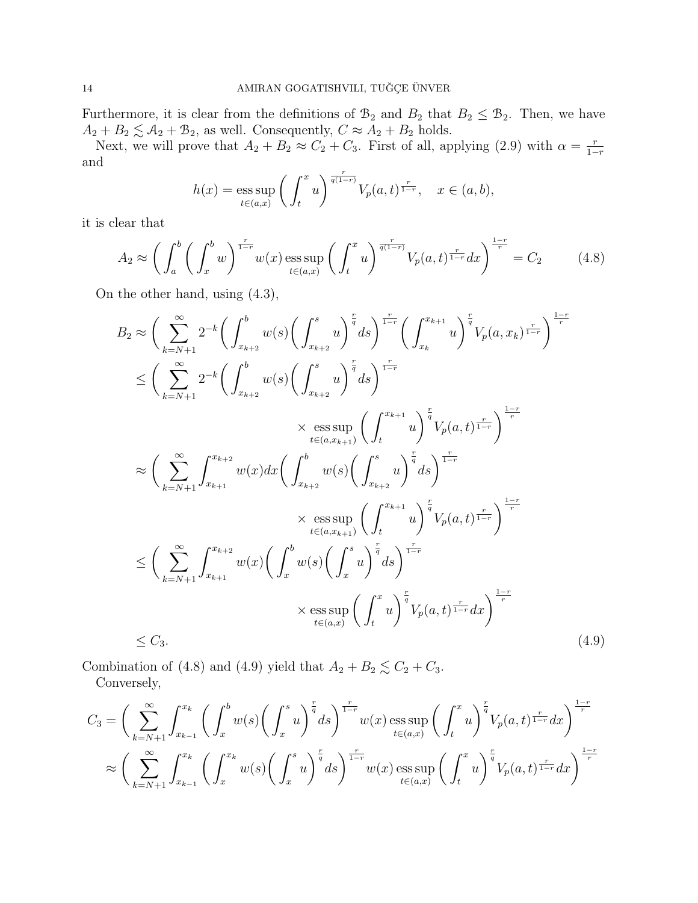Furthermore, it is clear from the definitions of $\mathcal{B}_2$ and $B_2$ that $B_2 \le \mathcal{B}_2$. Then, we have $A_2 + B_2 \lesssim \mathcal{A}_2 + \mathcal{B}_2$, as well. Consequently, $C \approx A_2 + B_2$ holds.

Next, we will prove that $A_2 + B_2 \approx C_2 + C_3$. First of all, applying (2.9) with $\alpha = \frac{r}{1-r}$ and

$$h(x) = \operatorname*{ess\,sup}_{t\in(a,x)} \bigg( \int_t^x u \bigg)^{\frac{r}{q(1-r)}} V_p(a,t)^{\frac{r}{1-r}}, \quad x \in (a,b),$$

it is clear that

$$A_2 \approx \bigg( \int_a^b \bigg( \int_x^b w \bigg)^{\frac{r}{1-r}} w(x) \operatorname*{ess\,sup}_{t\in(a,x)} \bigg( \int_t^x u \bigg)^{\frac{r}{q(1-r)}} V_p(a,t)^{\frac{r}{1-r}} dx \bigg)^{\frac{1-r}{r}} = C_2 \tag{4.8}$$

On the other hand, using (4.3),

$$\begin{aligned}
B_2 &\approx \bigg( \sum_{k=N+1}^{\infty} 2^{-k} \bigg( \int_{x_{k+2}}^b w(s) \bigg( \int_{x_{k+2}}^s u \bigg)^{\frac{r}{q}} ds \bigg)^{\frac{r}{1-r}} \bigg( \int_{x_k}^{x_{k+1}} u \bigg)^{\frac{r}{q}} V_p(a,x_k)^{\frac{r}{1-r}} \bigg)^{\frac{1-r}{r}} \\
&\le \bigg( \sum_{k=N+1}^{\infty} 2^{-k} \bigg( \int_{x_{k+2}}^b w(s) \bigg( \int_{x_{k+2}}^s u \bigg)^{\frac{r}{q}} ds \bigg)^{\frac{r}{1-r}} \\
&\qquad\qquad \times \operatorname*{ess\,sup}_{t\in(a,x_{k+1})} \bigg( \int_t^{x_{k+1}} u \bigg)^{\frac{r}{q}} V_p(a,t)^{\frac{r}{1-r}} \bigg)^{\frac{1-r}{r}} \\
&\approx \bigg( \sum_{k=N+1}^{\infty} \int_{x_{k+1}}^{x_{k+2}} w(x) dx \bigg( \int_{x_{k+2}}^b w(s) \bigg( \int_{x_{k+2}}^s u \bigg)^{\frac{r}{q}} ds \bigg)^{\frac{r}{1-r}} \\
&\qquad\qquad \times \operatorname*{ess\,sup}_{t\in(a,x_{k+1})} \bigg( \int_t^{x_{k+1}} u \bigg)^{\frac{r}{q}} V_p(a,t)^{\frac{r}{1-r}} \bigg)^{\frac{1-r}{r}} \\
&\le \bigg( \sum_{k=N+1}^{\infty} \int_{x_{k+1}}^{x_{k+2}} w(x) \bigg( \int_x^b w(s) \bigg( \int_x^s u \bigg)^{\frac{r}{q}} ds \bigg)^{\frac{r}{1-r}} \\
&\qquad\qquad \times \operatorname*{ess\,sup}_{t\in(a,x)} \bigg( \int_t^x u \bigg)^{\frac{r}{q}} V_p(a,t)^{\frac{r}{1-r}} dx \bigg)^{\frac{1-r}{r}} \\
&\le C_3.
\end{aligned} \tag{4.9}$$

Combination of (4.8) and (4.9) yield that $A_2 + B_2 \lesssim C_2 + C_3$.

Conversely,

$$\begin{aligned}
C_3 &= \bigg( \sum_{k=N+1}^{\infty} \int_{x_{k-1}}^{x_k} \bigg( \int_x^b w(s) \bigg( \int_x^s u \bigg)^{\frac{r}{q}} ds \bigg)^{\frac{r}{1-r}} w(x) \operatorname*{ess\,sup}_{t\in(a,x)} \bigg( \int_t^x u \bigg)^{\frac{r}{q}} V_p(a,t)^{\frac{r}{1-r}} dx \bigg)^{\frac{1-r}{r}} \\
&\approx \bigg( \sum_{k=N+1}^{\infty} \int_{x_{k-1}}^{x_k} \bigg( \int_x^{x_k} w(s) \bigg( \int_x^s u \bigg)^{\frac{r}{q}} ds \bigg)^{\frac{r}{1-r}} w(x) \operatorname*{ess\,sup}_{t\in(a,x)} \bigg( \int_t^x u \bigg)^{\frac{r}{q}} V_p(a,t)^{\frac{r}{1-r}} dx \bigg)^{\frac{1-r}{r}}
\end{aligned}$$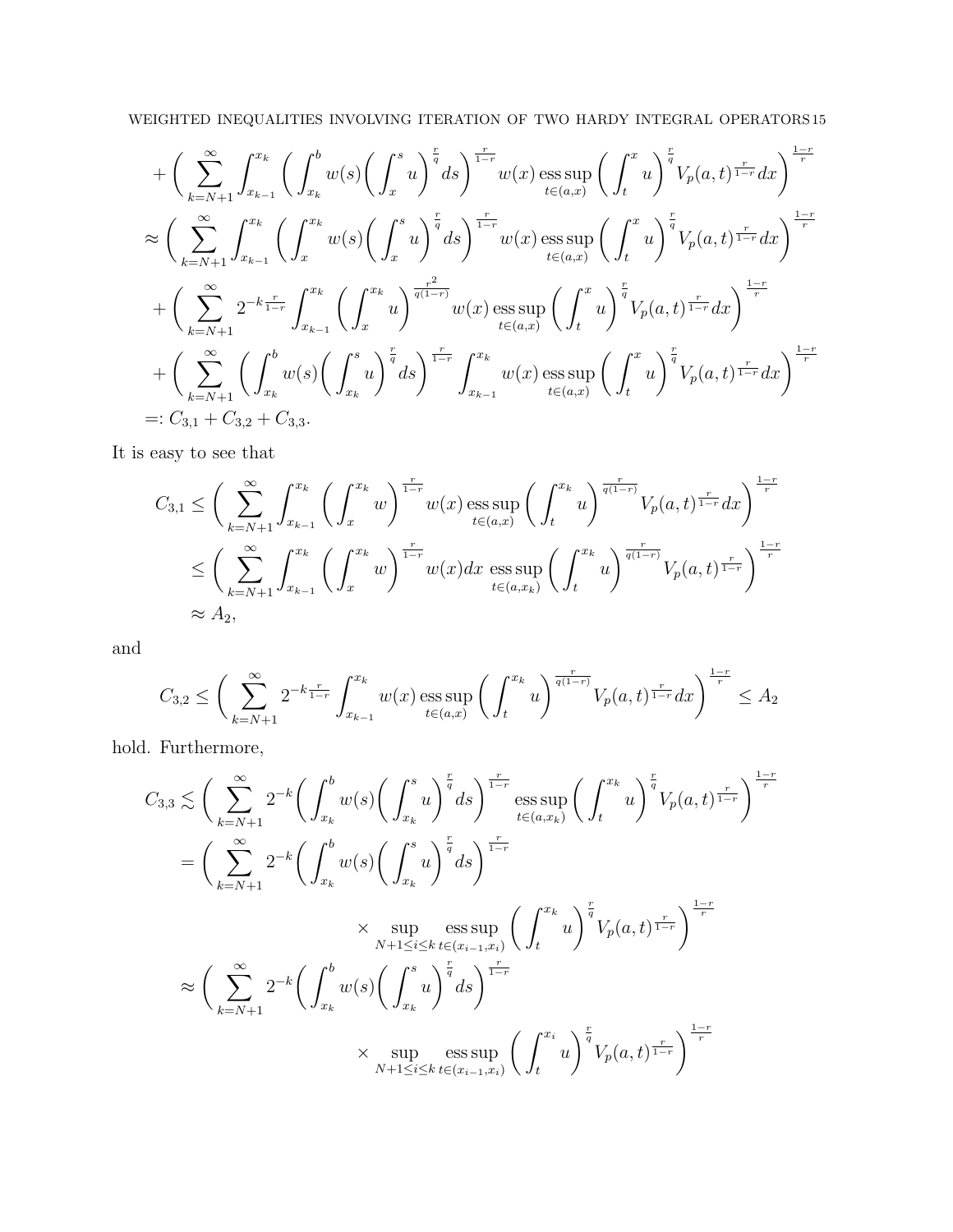$$+\bigg(\sum_{k=N+1}^{\infty}\int_{x_{k-1}}^{x_k}\bigg(\int_{x_k}^{b} w(s)\bigg(\int_x^s u\bigg)^{\frac{r}{q}}ds\bigg)^{\frac{r}{1-r}} w(x)\operatorname*{ess\,sup}_{t\in(a,x)}\bigg(\int_t^x u\bigg)^{\frac{r}{q}} V_p(a,t)^{\frac{r}{1-r}}dx\bigg)^{\frac{1-r}{r}}$$

$$\approx\bigg(\sum_{k=N+1}^{\infty}\int_{x_{k-1}}^{x_k}\bigg(\int_x^{x_k} w(s)\bigg(\int_x^s u\bigg)^{\frac{r}{q}}ds\bigg)^{\frac{r}{1-r}} w(x)\operatorname*{ess\,sup}_{t\in(a,x)}\bigg(\int_t^x u\bigg)^{\frac{r}{q}} V_p(a,t)^{\frac{r}{1-r}}dx\bigg)^{\frac{1-r}{r}}$$

$$+\bigg(\sum_{k=N+1}^{\infty}2^{-k\frac{r}{1-r}}\int_{x_{k-1}}^{x_k}\bigg(\int_x^{x_k} u\bigg)^{\frac{r^2}{q(1-r)}} w(x)\operatorname*{ess\,sup}_{t\in(a,x)}\bigg(\int_t^x u\bigg)^{\frac{r}{q}} V_p(a,t)^{\frac{r}{1-r}}dx\bigg)^{\frac{1-r}{r}}$$

$$+\bigg(\sum_{k=N+1}^{\infty}\bigg(\int_{x_k}^{b} w(s)\bigg(\int_{x_k}^s u\bigg)^{\frac{r}{q}}ds\bigg)^{\frac{r}{1-r}}\int_{x_{k-1}}^{x_k} w(x)\operatorname*{ess\,sup}_{t\in(a,x)}\bigg(\int_t^x u\bigg)^{\frac{r}{q}} V_p(a,t)^{\frac{r}{1-r}}dx\bigg)^{\frac{1-r}{r}}$$

$$=: C_{3,1}+C_{3,2}+C_{3,3}.$$

It is easy to see that

$$C_{3,1}\le\bigg(\sum_{k=N+1}^{\infty}\int_{x_{k-1}}^{x_k}\bigg(\int_x^{x_k} w\bigg)^{\frac{r}{1-r}} w(x)\operatorname*{ess\,sup}_{t\in(a,x)}\bigg(\int_t^{x_k} u\bigg)^{\frac{r}{q(1-r)}} V_p(a,t)^{\frac{r}{1-r}}dx\bigg)^{\frac{1-r}{r}}$$

$$\le\bigg(\sum_{k=N+1}^{\infty}\int_{x_{k-1}}^{x_k}\bigg(\int_x^{x_k} w\bigg)^{\frac{r}{1-r}} w(x)dx\ \operatorname*{ess\,sup}_{t\in(a,x_k)}\bigg(\int_t^{x_k} u\bigg)^{\frac{r}{q(1-r)}} V_p(a,t)^{\frac{r}{1-r}}\bigg)^{\frac{1-r}{r}}$$

$$\approx A_2,$$

and

$$C_{3,2}\le\bigg(\sum_{k=N+1}^{\infty}2^{-k\frac{r}{1-r}}\int_{x_{k-1}}^{x_k} w(x)\operatorname*{ess\,sup}_{t\in(a,x)}\bigg(\int_t^{x_k} u\bigg)^{\frac{r}{q(1-r)}} V_p(a,t)^{\frac{r}{1-r}}dx\bigg)^{\frac{1-r}{r}}\le A_2$$

hold. Furthermore,

$$C_{3,3}\lesssim\bigg(\sum_{k=N+1}^{\infty}2^{-k}\bigg(\int_{x_k}^{b} w(s)\bigg(\int_{x_k}^s u\bigg)^{\frac{r}{q}}ds\bigg)^{\frac{r}{1-r}}\operatorname*{ess\,sup}_{t\in(a,x_k)}\bigg(\int_t^{x_k} u\bigg)^{\frac{r}{q}} V_p(a,t)^{\frac{r}{1-r}}\bigg)^{\frac{1-r}{r}}$$

$$=\bigg(\sum_{k=N+1}^{\infty}2^{-k}\bigg(\int_{x_k}^{b} w(s)\bigg(\int_{x_k}^s u\bigg)^{\frac{r}{q}}ds\bigg)^{\frac{r}{1-r}}$$

$$\times\sup_{N+1\le i\le k}\operatorname*{ess\,sup}_{t\in(x_{i-1},x_i)}\bigg(\int_t^{x_k} u\bigg)^{\frac{r}{q}} V_p(a,t)^{\frac{r}{1-r}}\bigg)^{\frac{1-r}{r}}$$

$$\approx\bigg(\sum_{k=N+1}^{\infty}2^{-k}\bigg(\int_{x_k}^{b} w(s)\bigg(\int_{x_k}^s u\bigg)^{\frac{r}{q}}ds\bigg)^{\frac{r}{1-r}}$$

$$\times\sup_{N+1\le i\le k}\operatorname*{ess\,sup}_{t\in(x_{i-1},x_i)}\bigg(\int_t^{x_i} u\bigg)^{\frac{r}{q}} V_p(a,t)^{\frac{r}{1-r}}\bigg)^{\frac{1-r}{r}}$$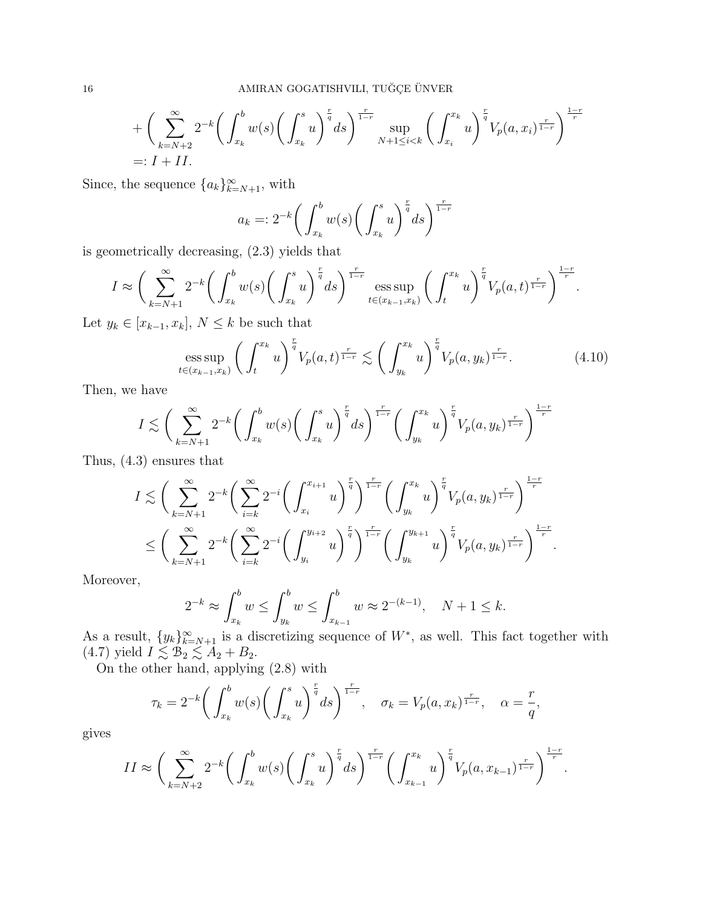$$+\bigg(\sum_{k=N+2}^{\infty} 2^{-k}\bigg(\int_{x_k}^b w(s)\bigg(\int_{x_k}^s u\bigg)^{\frac{r}{q}} ds\bigg)^{\frac{r}{1-r}} \sup_{N+1\le i<k} \bigg(\int_{x_i}^{x_k} u\bigg)^{\frac{r}{q}} V_p(a,x_i)^{\frac{r}{1-r}}\bigg)^{\frac{1-r}{r}}$$
$$=: I + II.$$

Since, the sequence $\{a_k\}_{k=N+1}^{\infty}$, with

$$a_k =: 2^{-k}\bigg(\int_{x_k}^b w(s)\bigg(\int_{x_k}^s u\bigg)^{\frac{r}{q}} ds\bigg)^{\frac{r}{1-r}}$$

is geometrically decreasing, (2.3) yields that

$$I \approx \bigg(\sum_{k=N+1}^{\infty} 2^{-k}\bigg(\int_{x_k}^b w(s)\bigg(\int_{x_k}^s u\bigg)^{\frac{r}{q}} ds\bigg)^{\frac{r}{1-r}} \operatorname*{ess\,sup}_{t\in(x_{k-1},x_k)} \bigg(\int_t^{x_k} u\bigg)^{\frac{r}{q}} V_p(a,t)^{\frac{r}{1-r}}\bigg)^{\frac{1-r}{r}}.$$

Let $y_k \in [x_{k-1}, x_k]$, $N \le k$ be such that

$$\operatorname*{ess\,sup}_{t\in(x_{k-1},x_k)} \bigg(\int_t^{x_k} u\bigg)^{\frac{r}{q}} V_p(a,t)^{\frac{r}{1-r}} \lesssim \bigg(\int_{y_k}^{x_k} u\bigg)^{\frac{r}{q}} V_p(a,y_k)^{\frac{r}{1-r}}. \tag{4.10}$$

Then, we have

$$I \lesssim \bigg(\sum_{k=N+1}^{\infty} 2^{-k}\bigg(\int_{x_k}^b w(s)\bigg(\int_{x_k}^s u\bigg)^{\frac{r}{q}} ds\bigg)^{\frac{r}{1-r}} \bigg(\int_{y_k}^{x_k} u\bigg)^{\frac{r}{q}} V_p(a,y_k)^{\frac{r}{1-r}}\bigg)^{\frac{1-r}{r}}$$

Thus, (4.3) ensures that

$$\begin{aligned}
I &\lesssim \bigg(\sum_{k=N+1}^{\infty} 2^{-k}\bigg(\sum_{i=k}^{\infty} 2^{-i}\bigg(\int_{x_i}^{x_{i+1}} u\bigg)^{\frac{r}{q}}\bigg)^{\frac{r}{1-r}} \bigg(\int_{y_k}^{x_k} u\bigg)^{\frac{r}{q}} V_p(a,y_k)^{\frac{r}{1-r}}\bigg)^{\frac{1-r}{r}} \\
&\le \bigg(\sum_{k=N+1}^{\infty} 2^{-k}\bigg(\sum_{i=k}^{\infty} 2^{-i}\bigg(\int_{y_i}^{y_{i+2}} u\bigg)^{\frac{r}{q}}\bigg)^{\frac{r}{1-r}} \bigg(\int_{y_k}^{y_{k+1}} u\bigg)^{\frac{r}{q}} V_p(a,y_k)^{\frac{r}{1-r}}\bigg)^{\frac{1-r}{r}}.
\end{aligned}$$

Moreover,

$$2^{-k} \approx \int_{x_k}^b w \le \int_{y_k}^b w \le \int_{x_{k-1}}^b w \approx 2^{-(k-1)}, \quad N+1 \le k.$$

As a result, $\{y_k\}_{k=N+1}^{\infty}$ is a discretizing sequence of $W^*$, as well. This fact together with (4.7) yield $I \lesssim \mathcal{B}_2 \lesssim A_2 + B_2$.

On the other hand, applying (2.8) with

$$\tau_k = 2^{-k}\bigg(\int_{x_k}^b w(s)\bigg(\int_{x_k}^s u\bigg)^{\frac{r}{q}} ds\bigg)^{\frac{r}{1-r}}, \quad \sigma_k = V_p(a,x_k)^{\frac{r}{1-r}}, \quad \alpha = \frac{r}{q},$$

gives

$$II \approx \bigg(\sum_{k=N+2}^{\infty} 2^{-k}\bigg(\int_{x_k}^b w(s)\bigg(\int_{x_k}^s u\bigg)^{\frac{r}{q}} ds\bigg)^{\frac{r}{1-r}} \bigg(\int_{x_{k-1}}^{x_k} u\bigg)^{\frac{r}{q}} V_p(a,x_{k-1})^{\frac{r}{1-r}}\bigg)^{\frac{1-r}{r}}.$$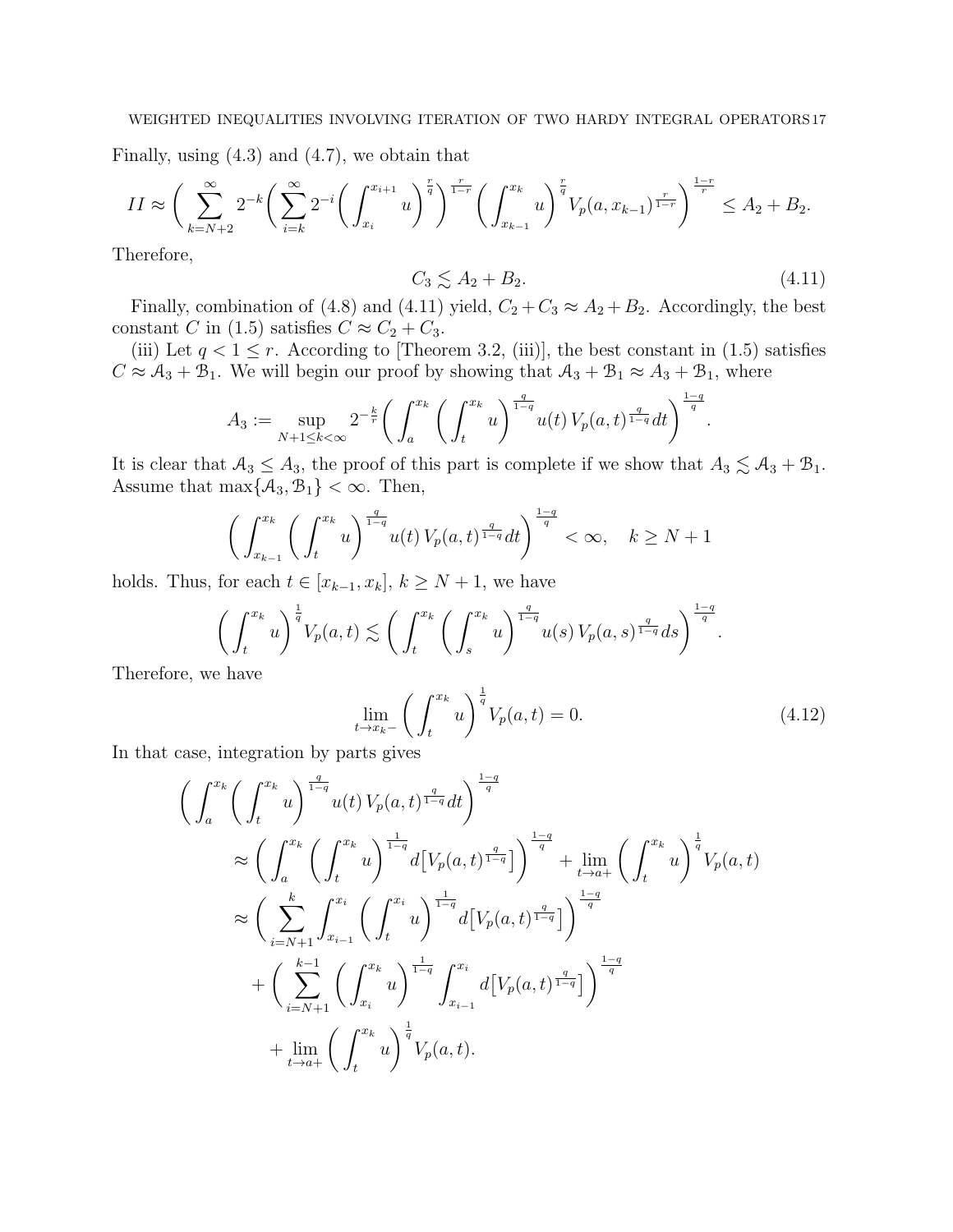Finally, using (4.3) and (4.7), we obtain that

$$II \approx \bigg( \sum_{k=N+2}^{\infty} 2^{-k} \bigg( \sum_{i=k}^{\infty} 2^{-i} \bigg( \int_{x_i}^{x_{i+1}} u \bigg)^{\frac{r}{q}} \bigg)^{\frac{r}{1-r}} \bigg( \int_{x_{k-1}}^{x_k} u \bigg)^{\frac{r}{q}} V_p(a, x_{k-1})^{\frac{r}{1-r}} \bigg)^{\frac{1-r}{r}} \leq A_2 + B_2.$$

Therefore,

$$C_3 \lesssim A_2 + B_2. \tag{4.11}$$

Finally, combination of (4.8) and (4.11) yield, $C_2 + C_3 \approx A_2 + B_2$. Accordingly, the best constant $C$ in (1.5) satisfies $C \approx C_2 + C_3$.

(iii) Let $q < 1 \leq r$. According to [Theorem 3.2, (iii)], the best constant in (1.5) satisfies $C \approx \mathcal{A}_3 + \mathcal{B}_1$. We will begin our proof by showing that $\mathcal{A}_3 + \mathcal{B}_1 \approx A_3 + \mathcal{B}_1$, where

$$A_3 := \sup_{N+1 \leq k < \infty} 2^{-\frac{k}{r}} \bigg( \int_a^{x_k} \bigg( \int_t^{x_k} u \bigg)^{\frac{q}{1-q}} u(t)\, V_p(a,t)^{\frac{q}{1-q}} dt \bigg)^{\frac{1-q}{q}}.$$

It is clear that $\mathcal{A}_3 \leq A_3$, the proof of this part is complete if we show that $A_3 \lesssim \mathcal{A}_3 + \mathcal{B}_1$. Assume that $\max\{\mathcal{A}_3, \mathcal{B}_1\} < \infty$. Then,

$$\bigg( \int_{x_{k-1}}^{x_k} \bigg( \int_t^{x_k} u \bigg)^{\frac{q}{1-q}} u(t)\, V_p(a,t)^{\frac{q}{1-q}} dt \bigg)^{\frac{1-q}{q}} < \infty, \quad k \geq N+1$$

holds. Thus, for each $t \in [x_{k-1}, x_k]$, $k \geq N+1$, we have

$$\bigg( \int_t^{x_k} u \bigg)^{\frac{1}{q}} V_p(a,t) \lesssim \bigg( \int_t^{x_k} \bigg( \int_s^{x_k} u \bigg)^{\frac{q}{1-q}} u(s)\, V_p(a,s)^{\frac{q}{1-q}} ds \bigg)^{\frac{1-q}{q}}.$$

Therefore, we have

$$\lim_{t \to x_k-} \bigg( \int_t^{x_k} u \bigg)^{\frac{1}{q}} V_p(a,t) = 0. \tag{4.12}$$

In that case, integration by parts gives

$$\begin{aligned}
&\bigg( \int_a^{x_k} \bigg( \int_t^{x_k} u \bigg)^{\frac{q}{1-q}} u(t)\, V_p(a,t)^{\frac{q}{1-q}} dt \bigg)^{\frac{1-q}{q}} \\
&\quad \approx \bigg( \int_a^{x_k} \bigg( \int_t^{x_k} u \bigg)^{\frac{1}{1-q}} d\big[ V_p(a,t)^{\frac{q}{1-q}} \big] \bigg)^{\frac{1-q}{q}} + \lim_{t \to a+} \bigg( \int_t^{x_k} u \bigg)^{\frac{1}{q}} V_p(a,t) \\
&\quad \approx \bigg( \sum_{i=N+1}^{k} \int_{x_{i-1}}^{x_i} \bigg( \int_t^{x_i} u \bigg)^{\frac{1}{1-q}} d\big[ V_p(a,t)^{\frac{q}{1-q}} \big] \bigg)^{\frac{1-q}{q}} \\
&\qquad + \bigg( \sum_{i=N+1}^{k-1} \bigg( \int_{x_i}^{x_k} u \bigg)^{\frac{1}{1-q}} \int_{x_{i-1}}^{x_i} d\big[ V_p(a,t)^{\frac{q}{1-q}} \big] \bigg)^{\frac{1-q}{q}} \\
&\qquad + \lim_{t \to a+} \bigg( \int_t^{x_k} u \bigg)^{\frac{1}{q}} V_p(a,t).
\end{aligned}$$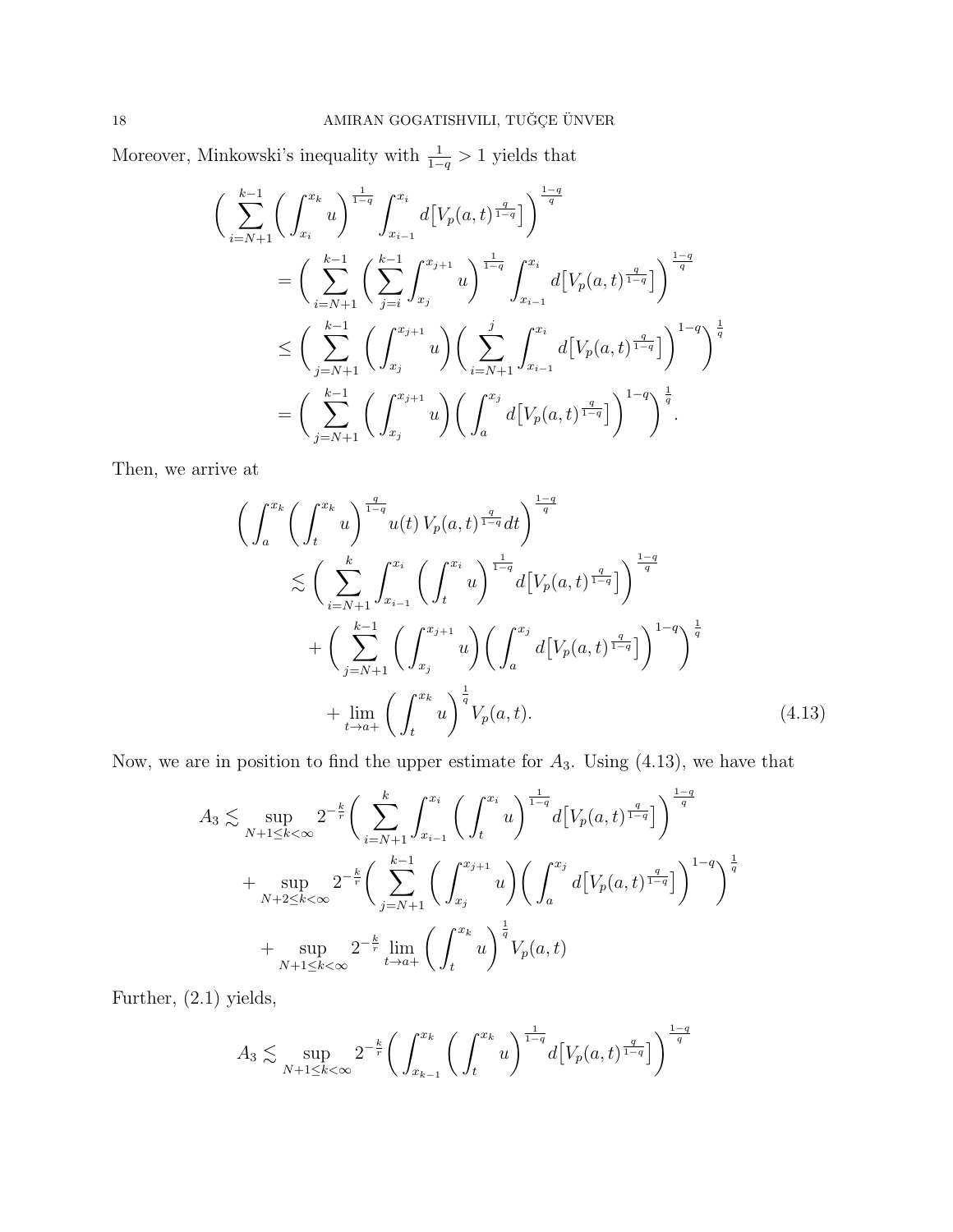Moreover, Minkowski's inequality with $\frac{1}{1-q} > 1$ yields that

$$
\begin{aligned}
\bigg( \sum_{i=N+1}^{k-1} \bigg( \int_{x_i}^{x_k} u \bigg)^{\frac{1}{1-q}} \int_{x_{i-1}}^{x_i} d\big[V_p(a,t)^{\frac{q}{1-q}}\big] \bigg)^{\frac{1-q}{q}} \\
&= \bigg( \sum_{i=N+1}^{k-1} \bigg( \sum_{j=i}^{k-1} \int_{x_j}^{x_{j+1}} u \bigg)^{\frac{1}{1-q}} \int_{x_{i-1}}^{x_i} d\big[V_p(a,t)^{\frac{q}{1-q}}\big] \bigg)^{\frac{1-q}{q}} \\
&\le \bigg( \sum_{j=N+1}^{k-1} \bigg( \int_{x_j}^{x_{j+1}} u \bigg) \bigg( \sum_{i=N+1}^{j} \int_{x_{i-1}}^{x_i} d\big[V_p(a,t)^{\frac{q}{1-q}}\big] \bigg)^{1-q} \bigg)^{\frac{1}{q}} \\
&= \bigg( \sum_{j=N+1}^{k-1} \bigg( \int_{x_j}^{x_{j+1}} u \bigg) \bigg( \int_{a}^{x_j} d\big[V_p(a,t)^{\frac{q}{1-q}}\big] \bigg)^{1-q} \bigg)^{\frac{1}{q}}.
\end{aligned}
$$

Then, we arrive at

$$
\begin{aligned}
\bigg( \int_a^{x_k} \bigg( \int_t^{x_k} u \bigg)^{\frac{q}{1-q}} u(t)\, V_p(a,t)^{\frac{q}{1-q}} dt \bigg)^{\frac{1-q}{q}} \\
&\lesssim \bigg( \sum_{i=N+1}^{k} \int_{x_{i-1}}^{x_i} \bigg( \int_t^{x_i} u \bigg)^{\frac{1}{1-q}} d\big[V_p(a,t)^{\frac{q}{1-q}}\big] \bigg)^{\frac{1-q}{q}} \\
&\quad + \bigg( \sum_{j=N+1}^{k-1} \bigg( \int_{x_j}^{x_{j+1}} u \bigg) \bigg( \int_{a}^{x_j} d\big[V_p(a,t)^{\frac{q}{1-q}}\big] \bigg)^{1-q} \bigg)^{\frac{1}{q}} \\
&\quad + \lim_{t \to a+} \bigg( \int_t^{x_k} u \bigg)^{\frac{1}{q}} V_p(a,t). \qquad (4.13)
\end{aligned}
$$

Now, we are in position to find the upper estimate for $A_3$. Using (4.13), we have that

$$
\begin{aligned}
A_3 &\lesssim \sup_{N+1 \le k < \infty} 2^{-\frac{k}{r}} \bigg( \sum_{i=N+1}^{k} \int_{x_{i-1}}^{x_i} \bigg( \int_t^{x_i} u \bigg)^{\frac{1}{1-q}} d\big[V_p(a,t)^{\frac{q}{1-q}}\big] \bigg)^{\frac{1-q}{q}} \\
&\quad + \sup_{N+2 \le k < \infty} 2^{-\frac{k}{r}} \bigg( \sum_{j=N+1}^{k-1} \bigg( \int_{x_j}^{x_{j+1}} u \bigg) \bigg( \int_{a}^{x_j} d\big[V_p(a,t)^{\frac{q}{1-q}}\big] \bigg)^{1-q} \bigg)^{\frac{1}{q}} \\
&\quad + \sup_{N+1 \le k < \infty} 2^{-\frac{k}{r}} \lim_{t \to a+} \bigg( \int_t^{x_k} u \bigg)^{\frac{1}{q}} V_p(a,t)
\end{aligned}
$$

Further, (2.1) yields,

$$
A_3 \lesssim \sup_{N+1 \le k < \infty} 2^{-\frac{k}{r}} \bigg( \int_{x_{k-1}}^{x_k} \bigg( \int_t^{x_k} u \bigg)^{\frac{1}{1-q}} d\big[V_p(a,t)^{\frac{q}{1-q}}\big] \bigg)^{\frac{1-q}{q}}
$$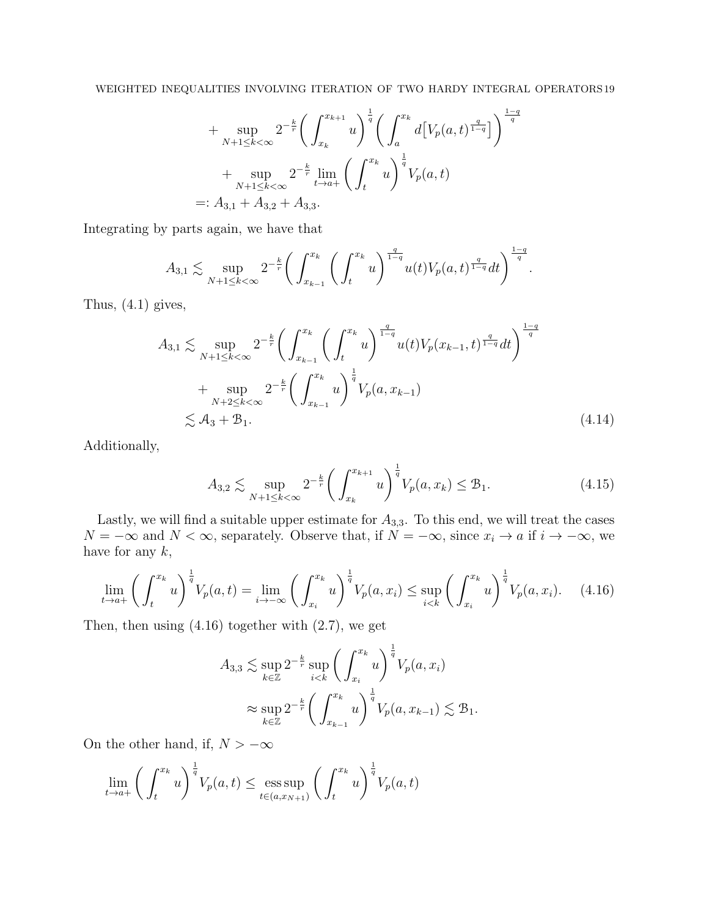$$
\begin{aligned}
&+ \sup_{N+1\le k<\infty} 2^{-\frac{k}{r}} \bigg( \int_{x_k}^{x_{k+1}} u \bigg)^{\frac{1}{q}} \bigg( \int_a^{x_k} d\big[V_p(a,t)^{\frac{q}{1-q}}\big] \bigg)^{\frac{1-q}{q}} \\
&+ \sup_{N+1\le k<\infty} 2^{-\frac{k}{r}} \lim_{t\to a+} \bigg( \int_t^{x_k} u \bigg)^{\frac{1}{q}} V_p(a,t) \\
=:&\ A_{3,1} + A_{3,2} + A_{3,3}.
\end{aligned}
$$

Integrating by parts again, we have that

$$
A_{3,1} \lesssim \sup_{N+1\le k<\infty} 2^{-\frac{k}{r}} \bigg( \int_{x_{k-1}}^{x_k} \bigg( \int_t^{x_k} u \bigg)^{\frac{q}{1-q}} u(t) V_p(a,t)^{\frac{q}{1-q}} dt \bigg)^{\frac{1-q}{q}}.
$$

Thus, (4.1) gives,

$$
\begin{aligned}
A_{3,1} &\lesssim \sup_{N+1\le k<\infty} 2^{-\frac{k}{r}} \bigg( \int_{x_{k-1}}^{x_k} \bigg( \int_t^{x_k} u \bigg)^{\frac{q}{1-q}} u(t) V_p(x_{k-1},t)^{\frac{q}{1-q}} dt \bigg)^{\frac{1-q}{q}} \\
&\quad + \sup_{N+2\le k<\infty} 2^{-\frac{k}{r}} \bigg( \int_{x_{k-1}}^{x_k} u \bigg)^{\frac{1}{q}} V_p(a,x_{k-1}) \\
&\lesssim \mathcal{A}_3 + \mathcal{B}_1. \qquad (4.14)
\end{aligned}
$$

Additionally,

$$
A_{3,2} \lesssim \sup_{N+1\le k<\infty} 2^{-\frac{k}{r}} \bigg( \int_{x_k}^{x_{k+1}} u \bigg)^{\frac{1}{q}} V_p(a,x_k) \le \mathcal{B}_1. \qquad (4.15)
$$

Lastly, we will find a suitable upper estimate for $A_{3,3}$. To this end, we will treat the cases $N=-\infty$ and $N<\infty$, separately. Observe that, if $N=-\infty$, since $x_i\to a$ if $i\to-\infty$, we have for any $k$,

$$
\lim_{t\to a+} \bigg( \int_t^{x_k} u \bigg)^{\frac{1}{q}} V_p(a,t) = \lim_{i\to-\infty} \bigg( \int_{x_i}^{x_k} u \bigg)^{\frac{1}{q}} V_p(a,x_i) \le \sup_{i<k} \bigg( \int_{x_i}^{x_k} u \bigg)^{\frac{1}{q}} V_p(a,x_i). \qquad (4.16)
$$

Then, then using (4.16) together with (2.7), we get

$$
\begin{aligned}
A_{3,3} &\lesssim \sup_{k\in\mathbb{Z}} 2^{-\frac{k}{r}} \sup_{i<k} \bigg( \int_{x_i}^{x_k} u \bigg)^{\frac{1}{q}} V_p(a,x_i) \\
&\approx \sup_{k\in\mathbb{Z}} 2^{-\frac{k}{r}} \bigg( \int_{x_{k-1}}^{x_k} u \bigg)^{\frac{1}{q}} V_p(a,x_{k-1}) \lesssim \mathcal{B}_1.
\end{aligned}
$$

On the other hand, if, $N>-\infty$

$$
\lim_{t\to a+} \bigg( \int_t^{x_k} u \bigg)^{\frac{1}{q}} V_p(a,t) \le \operatorname*{ess\,sup}_{t\in(a,x_{N+1})} \bigg( \int_t^{x_k} u \bigg)^{\frac{1}{q}} V_p(a,t)
$$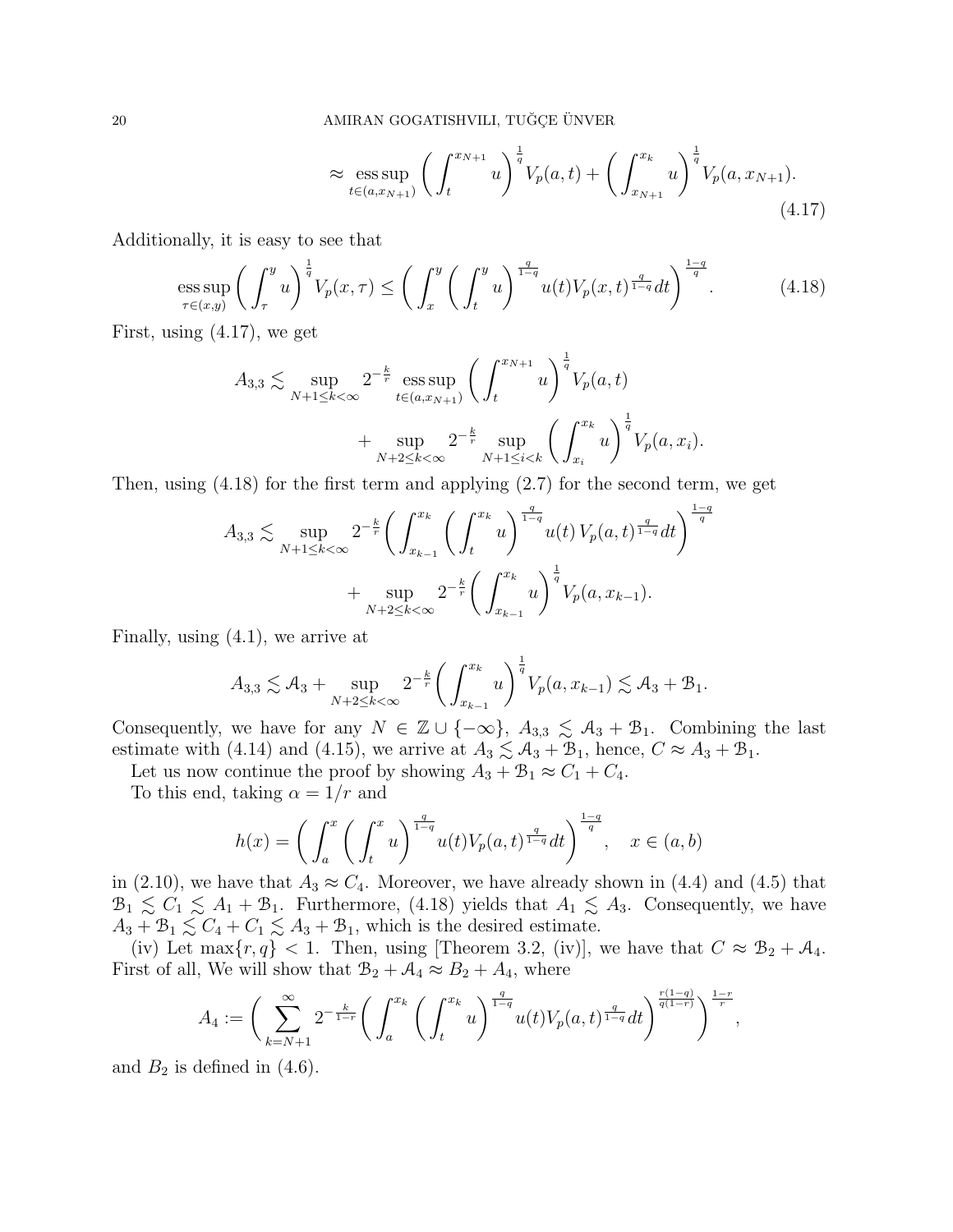$$
\approx \operatorname*{ess\,sup}_{t\in(a,x_{N+1})} \bigg(\int_t^{x_{N+1}} u\bigg)^{\frac{1}{q}} V_p(a,t) + \bigg(\int_{x_{N+1}}^{x_k} u\bigg)^{\frac{1}{q}} V_p(a,x_{N+1}). \tag{4.17}
$$

Additionally, it is easy to see that

$$
\operatorname*{ess\,sup}_{\tau\in(x,y)} \bigg(\int_\tau^y u\bigg)^{\frac{1}{q}} V_p(x,\tau) \le \bigg(\int_x^y \bigg(\int_t^y u\bigg)^{\frac{q}{1-q}} u(t) V_p(x,t)^{\frac{q}{1-q}} dt\bigg)^{\frac{1-q}{q}}. \tag{4.18}
$$

First, using (4.17), we get

$$
\begin{aligned}
A_{3,3} \lesssim & \sup_{N+1\le k<\infty} 2^{-\frac{k}{r}} \operatorname*{ess\,sup}_{t\in(a,x_{N+1})} \bigg(\int_t^{x_{N+1}} u\bigg)^{\frac{1}{q}} V_p(a,t) \\
& + \sup_{N+2\le k<\infty} 2^{-\frac{k}{r}} \sup_{N+1\le i<k} \bigg(\int_{x_i}^{x_k} u\bigg)^{\frac{1}{q}} V_p(a,x_i).
\end{aligned}
$$

Then, using (4.18) for the first term and applying (2.7) for the second term, we get

$$
\begin{aligned}
A_{3,3} \lesssim & \sup_{N+1\le k<\infty} 2^{-\frac{k}{r}} \bigg(\int_{x_{k-1}}^{x_k} \bigg(\int_t^{x_k} u\bigg)^{\frac{q}{1-q}} u(t)\, V_p(a,t)^{\frac{q}{1-q}} dt\bigg)^{\frac{1-q}{q}} \\
& + \sup_{N+2\le k<\infty} 2^{-\frac{k}{r}} \bigg(\int_{x_{k-1}}^{x_k} u\bigg)^{\frac{1}{q}} V_p(a,x_{k-1}).
\end{aligned}
$$

Finally, using (4.1), we arrive at

$$
A_{3,3} \lesssim \mathcal{A}_3 + \sup_{N+2\le k<\infty} 2^{-\frac{k}{r}} \bigg(\int_{x_{k-1}}^{x_k} u\bigg)^{\frac{1}{q}} V_p(a,x_{k-1}) \lesssim \mathcal{A}_3 + \mathcal{B}_1.
$$

Consequently, we have for any $N \in \mathbb{Z}\cup\{-\infty\}$, $A_{3,3} \lesssim \mathcal{A}_3 + \mathcal{B}_1$. Combining the last estimate with (4.14) and (4.15), we arrive at $A_3 \lesssim \mathcal{A}_3 + \mathcal{B}_1$, hence, $C \approx \mathcal{A}_3 + \mathcal{B}_1$.

Let us now continue the proof by showing $\mathcal{A}_3 + \mathcal{B}_1 \approx C_1 + C_4$.

To this end, taking $\alpha = 1/r$ and

$$
h(x) = \bigg(\int_a^x \bigg(\int_t^x u\bigg)^{\frac{q}{1-q}} u(t) V_p(a,t)^{\frac{q}{1-q}} dt\bigg)^{\frac{1-q}{q}}, \quad x\in(a,b)
$$

in (2.10), we have that $\mathcal{A}_3 \approx C_4$. Moreover, we have already shown in (4.4) and (4.5) that $\mathcal{B}_1 \lesssim C_1 \lesssim \mathcal{A}_1 + \mathcal{B}_1$. Furthermore, (4.18) yields that $\mathcal{A}_1 \lesssim \mathcal{A}_3$. Consequently, we have $\mathcal{A}_3 + \mathcal{B}_1 \lesssim C_4 + C_1 \lesssim \mathcal{A}_3 + \mathcal{B}_1$, which is the desired estimate.

(iv) Let $\max\{r,q\} < 1$. Then, using [Theorem 3.2, (iv)], we have that $C \approx \mathcal{B}_2 + \mathcal{A}_4$. First of all, We will show that $\mathcal{B}_2 + \mathcal{A}_4 \approx B_2 + A_4$, where

$$
A_4 := \bigg(\sum_{k=N+1}^{\infty} 2^{-\frac{k}{1-r}} \bigg(\int_a^{x_k} \bigg(\int_t^{x_k} u\bigg)^{\frac{q}{1-q}} u(t) V_p(a,t)^{\frac{q}{1-q}} dt\bigg)^{\frac{r(1-q)}{q(1-r)}}\bigg)^{\frac{1-r}{r}},
$$

and $B_2$ is defined in (4.6).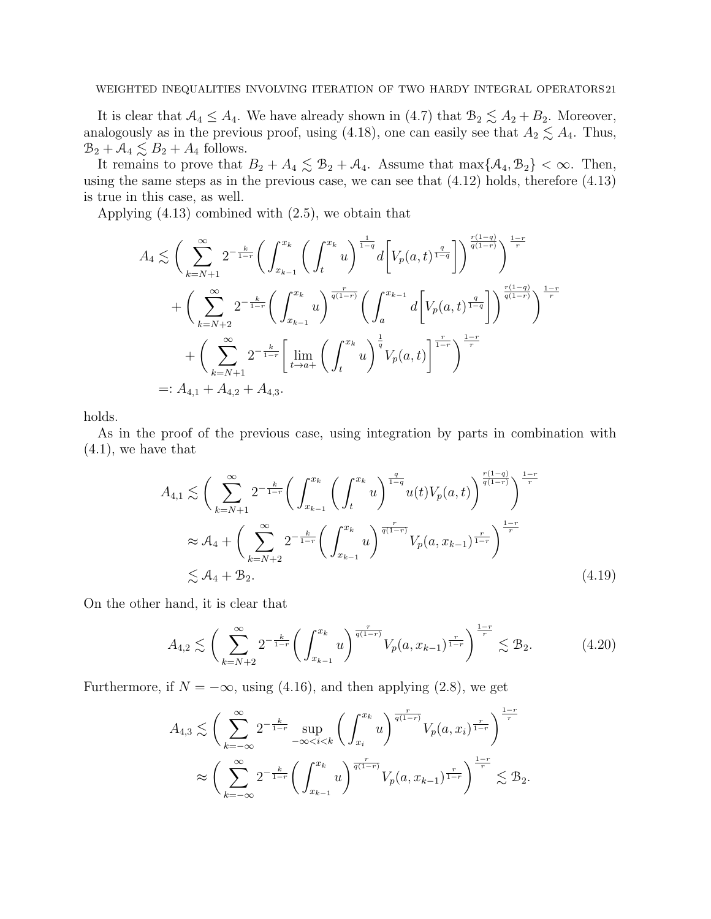It is clear that $\mathcal{A}_4 \le A_4$. We have already shown in (4.7) that $\mathcal{B}_2 \lesssim A_2 + B_2$. Moreover, analogously as in the previous proof, using (4.18), one can easily see that $A_2 \lesssim A_4$. Thus, $\mathcal{B}_2 + \mathcal{A}_4 \lesssim B_2 + A_4$ follows.

It remains to prove that $B_2 + A_4 \lesssim \mathcal{B}_2 + \mathcal{A}_4$. Assume that $\max\{\mathcal{A}_4, \mathcal{B}_2\} < \infty$. Then, using the same steps as in the previous case, we can see that (4.12) holds, therefore (4.13) is true in this case, as well.

Applying (4.13) combined with (2.5), we obtain that

$$
\begin{aligned}
A_4 &\lesssim \Bigg( \sum_{k=N+1}^{\infty} 2^{-\frac{k}{1-r}} \bigg( \int_{x_{k-1}}^{x_k} \bigg( \int_t^{x_k} u \bigg)^{\frac{1}{1-q}} d\Big[ V_p(a,t)^{\frac{q}{1-q}} \Big] \bigg)^{\frac{r(1-q)}{q(1-r)}} \Bigg)^{\frac{1-r}{r}} \\
&\quad + \Bigg( \sum_{k=N+2}^{\infty} 2^{-\frac{k}{1-r}} \bigg( \int_{x_{k-1}}^{x_k} u \bigg)^{\frac{r}{q(1-r)}} \bigg( \int_a^{x_{k-1}} d\Big[ V_p(a,t)^{\frac{q}{1-q}} \Big] \bigg)^{\frac{r(1-q)}{q(1-r)}} \Bigg)^{\frac{1-r}{r}} \\
&\quad + \Bigg( \sum_{k=N+1}^{\infty} 2^{-\frac{k}{1-r}} \bigg[ \lim_{t \to a+} \bigg( \int_t^{x_k} u \bigg)^{\frac{1}{q}} V_p(a,t) \bigg]^{\frac{r}{1-r}} \Bigg)^{\frac{1-r}{r}} \\
&=: A_{4,1} + A_{4,2} + A_{4,3}.
\end{aligned}
$$

holds.

As in the proof of the previous case, using integration by parts in combination with (4.1), we have that

$$
\begin{aligned}
A_{4,1} &\lesssim \Bigg( \sum_{k=N+1}^{\infty} 2^{-\frac{k}{1-r}} \bigg( \int_{x_{k-1}}^{x_k} \bigg( \int_t^{x_k} u \bigg)^{\frac{q}{1-q}} u(t) V_p(a,t) \bigg)^{\frac{r(1-q)}{q(1-r)}} \Bigg)^{\frac{1-r}{r}} \\
&\approx \mathcal{A}_4 + \Bigg( \sum_{k=N+2}^{\infty} 2^{-\frac{k}{1-r}} \bigg( \int_{x_{k-1}}^{x_k} u \bigg)^{\frac{r}{q(1-r)}} V_p(a, x_{k-1})^{\frac{r}{1-r}} \Bigg)^{\frac{1-r}{r}} \\
&\lesssim \mathcal{A}_4 + \mathcal{B}_2. \qquad (4.19)
\end{aligned}
$$

On the other hand, it is clear that

$$
A_{4,2} \lesssim \Bigg( \sum_{k=N+2}^{\infty} 2^{-\frac{k}{1-r}} \bigg( \int_{x_{k-1}}^{x_k} u \bigg)^{\frac{r}{q(1-r)}} V_p(a, x_{k-1})^{\frac{r}{1-r}} \Bigg)^{\frac{1-r}{r}} \lesssim \mathcal{B}_2. \qquad (4.20)
$$

Furthermore, if $N = -\infty$, using (4.16), and then applying (2.8), we get

$$
\begin{aligned}
A_{4,3} &\lesssim \Bigg( \sum_{k=-\infty}^{\infty} 2^{-\frac{k}{1-r}} \sup_{-\infty < i < k} \bigg( \int_{x_i}^{x_k} u \bigg)^{\frac{r}{q(1-r)}} V_p(a, x_i)^{\frac{r}{1-r}} \Bigg)^{\frac{1-r}{r}} \\
&\approx \Bigg( \sum_{k=-\infty}^{\infty} 2^{-\frac{k}{1-r}} \bigg( \int_{x_{k-1}}^{x_k} u \bigg)^{\frac{r}{q(1-r)}} V_p(a, x_{k-1})^{\frac{r}{1-r}} \Bigg)^{\frac{1-r}{r}} \lesssim \mathcal{B}_2.
\end{aligned}
$$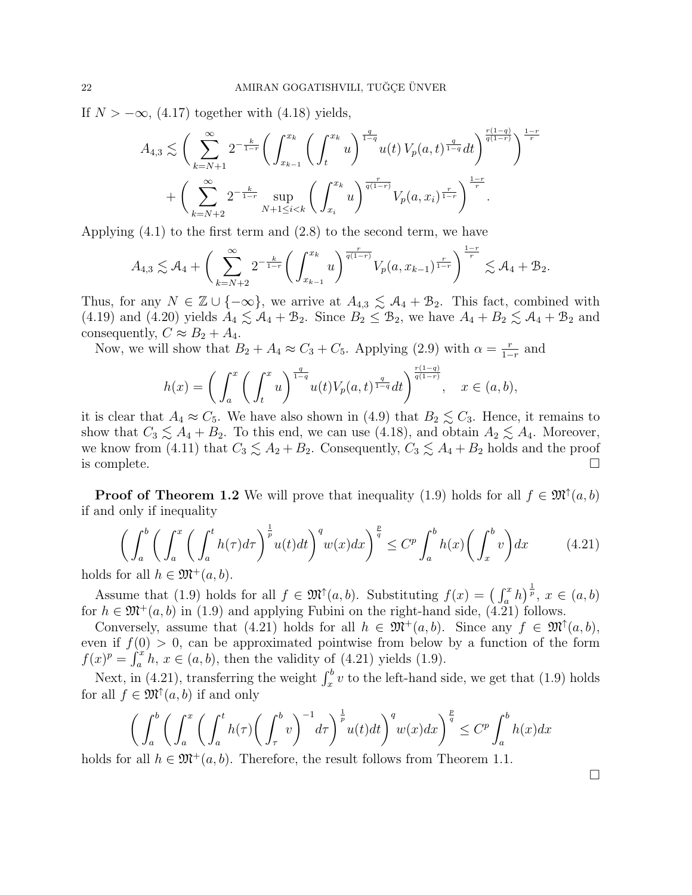If $N > -\infty$, (4.17) together with (4.18) yields,

$$A_{4,3} \lesssim \left( \sum_{k=N+1}^{\infty} 2^{-\frac{k}{1-r}} \left( \int_{x_{k-1}}^{x_k} \left( \int_t^{x_k} u \right)^{\frac{q}{1-q}} u(t)\, V_p(a,t)^{\frac{q}{1-q}} dt \right)^{\frac{r(1-q)}{q(1-r)}} \right)^{\frac{1-r}{r}}$$

$$+ \left( \sum_{k=N+2}^{\infty} 2^{-\frac{k}{1-r}} \sup_{N+1 \le i < k} \left( \int_{x_i}^{x_k} u \right)^{\frac{r}{q(1-r)}} V_p(a,x_i)^{\frac{r}{1-r}} \right)^{\frac{1-r}{r}}.$$

Applying (4.1) to the first term and (2.8) to the second term, we have

$$A_{4,3} \lesssim \mathcal{A}_4 + \left( \sum_{k=N+2}^{\infty} 2^{-\frac{k}{1-r}} \left( \int_{x_{k-1}}^{x_k} u \right)^{\frac{r}{q(1-r)}} V_p(a,x_{k-1})^{\frac{r}{1-r}} \right)^{\frac{1-r}{r}} \lesssim \mathcal{A}_4 + \mathcal{B}_2.$$

Thus, for any $N \in \mathbb{Z} \cup \{-\infty\}$, we arrive at $A_{4,3} \lesssim \mathcal{A}_4 + \mathcal{B}_2$. This fact, combined with (4.19) and (4.20) yields $A_4 \lesssim \mathcal{A}_4 + \mathcal{B}_2$. Since $B_2 \le \mathcal{B}_2$, we have $A_4 + B_2 \lesssim \mathcal{A}_4 + \mathcal{B}_2$ and consequently, $C \approx B_2 + A_4$.

Now, we will show that $B_2 + A_4 \approx C_3 + C_5$. Applying (2.9) with $\alpha = \frac{r}{1-r}$ and

$$h(x) = \left( \int_a^x \left( \int_t^x u \right)^{\frac{q}{1-q}} u(t) V_p(a,t)^{\frac{q}{1-q}} dt \right)^{\frac{r(1-q)}{q(1-r)}}, \quad x \in (a,b),$$

it is clear that $A_4 \approx C_5$. We have also shown in (4.9) that $B_2 \lesssim C_3$. Hence, it remains to show that $C_3 \lesssim A_4 + B_2$. To this end, we can use (4.18), and obtain $A_2 \lesssim A_4$. Moreover, we know from (4.11) that $C_3 \lesssim A_2 + B_2$. Consequently, $C_3 \lesssim A_4 + B_2$ holds and the proof is complete. $\square$

**Proof of Theorem 1.2** We will prove that inequality (1.9) holds for all $f \in \mathfrak{M}^{\uparrow}(a,b)$ if and only if inequality

$$\left( \int_a^b \left( \int_a^x \left( \int_a^t h(\tau) d\tau \right)^{\frac{1}{p}} u(t) dt \right)^q w(x) dx \right)^{\frac{p}{q}} \le C^p \int_a^b h(x) \left( \int_x^b v \right) dx \tag{4.21}$$

holds for all $h \in \mathfrak{M}^+(a,b)$.

Assume that (1.9) holds for all $f \in \mathfrak{M}^{\uparrow}(a,b)$. Substituting $f(x) = \left( \int_a^x h \right)^{\frac{1}{p}}$, $x \in (a,b)$ for $h \in \mathfrak{M}^+(a,b)$ in (1.9) and applying Fubini on the right-hand side, (4.21) follows.

Conversely, assume that (4.21) holds for all $h \in \mathfrak{M}^+(a,b)$. Since any $f \in \mathfrak{M}^{\uparrow}(a,b)$, even if $f(0) > 0$, can be approximated pointwise from below by a function of the form $f(x)^p = \int_a^x h$, $x \in (a,b)$, then the validity of (4.21) yields (1.9).

Next, in (4.21), transferring the weight $\int_x^b v$ to the left-hand side, we get that (1.9) holds for all $f \in \mathfrak{M}^{\uparrow}(a,b)$ if and only

$$\left( \int_a^b \left( \int_a^x \left( \int_a^t h(\tau) \left( \int_\tau^b v \right)^{-1} d\tau \right)^{\frac{1}{p}} u(t) dt \right)^q w(x) dx \right)^{\frac{p}{q}} \le C^p \int_a^b h(x) dx$$

holds for all $h \in \mathfrak{M}^+(a,b)$. Therefore, the result follows from Theorem 1.1.

$\square$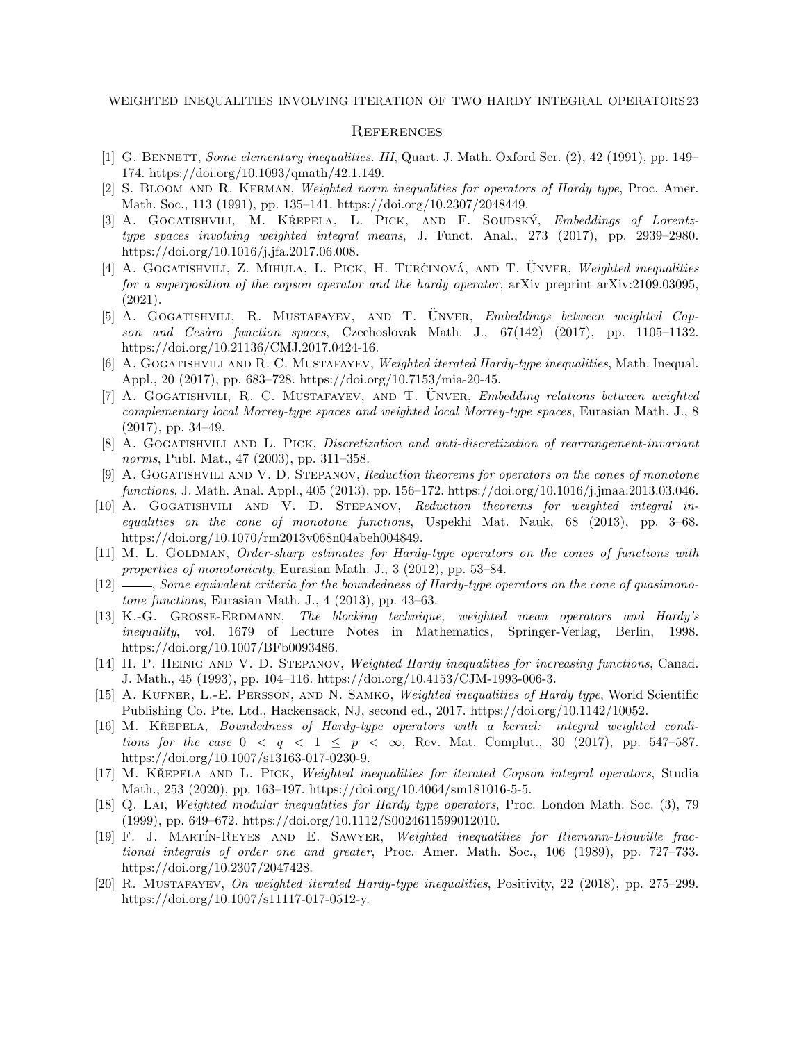## References

[1] G. Bennett, *Some elementary inequalities. III*, Quart. J. Math. Oxford Ser. (2), 42 (1991), pp. 149–174. https://doi.org/10.1093/qmath/42.1.149.

[2] S. Bloom and R. Kerman, *Weighted norm inequalities for operators of Hardy type*, Proc. Amer. Math. Soc., 113 (1991), pp. 135–141. https://doi.org/10.2307/2048449.

[3] A. Gogatishvili, M. Křepela, L. Pick, and F. Soudský, *Embeddings of Lorentz-type spaces involving weighted integral means*, J. Funct. Anal., 273 (2017), pp. 2939–2980. https://doi.org/10.1016/j.jfa.2017.06.008.

[4] A. Gogatishvili, Z. Mihula, L. Pick, H. Turčinová, and T. Ünver, *Weighted inequalities for a superposition of the copson operator and the hardy operator*, arXiv preprint arXiv:2109.03095, (2021).

[5] A. Gogatishvili, R. Mustafayev, and T. Ünver, *Embeddings between weighted Copson and Cesàro function spaces*, Czechoslovak Math. J., 67(142) (2017), pp. 1105–1132. https://doi.org/10.21136/CMJ.2017.0424-16.

[6] A. Gogatishvili and R. C. Mustafayev, *Weighted iterated Hardy-type inequalities*, Math. Inequal. Appl., 20 (2017), pp. 683–728. https://doi.org/10.7153/mia-20-45.

[7] A. Gogatishvili, R. C. Mustafayev, and T. Ünver, *Embedding relations between weighted complementary local Morrey-type spaces and weighted local Morrey-type spaces*, Eurasian Math. J., 8 (2017), pp. 34–49.

[8] A. Gogatishvili and L. Pick, *Discretization and anti-discretization of rearrangement-invariant norms*, Publ. Mat., 47 (2003), pp. 311–358.

[9] A. Gogatishvili and V. D. Stepanov, *Reduction theorems for operators on the cones of monotone functions*, J. Math. Anal. Appl., 405 (2013), pp. 156–172. https://doi.org/10.1016/j.jmaa.2013.03.046.

[10] A. Gogatishvili and V. D. Stepanov, *Reduction theorems for weighted integral inequalities on the cone of monotone functions*, Uspekhi Mat. Nauk, 68 (2013), pp. 3–68. https://doi.org/10.1070/rm2013v068n04abeh004849.

[11] M. L. Goldman, *Order-sharp estimates for Hardy-type operators on the cones of functions with properties of monotonicity*, Eurasian Math. J., 3 (2012), pp. 53–84.

[12] ———, *Some equivalent criteria for the boundedness of Hardy-type operators on the cone of quasimonotone functions*, Eurasian Math. J., 4 (2013), pp. 43–63.

[13] K.-G. Grosse-Erdmann, *The blocking technique, weighted mean operators and Hardy's inequality*, vol. 1679 of Lecture Notes in Mathematics, Springer-Verlag, Berlin, 1998. https://doi.org/10.1007/BFb0093486.

[14] H. P. Heinig and V. D. Stepanov, *Weighted Hardy inequalities for increasing functions*, Canad. J. Math., 45 (1993), pp. 104–116. https://doi.org/10.4153/CJM-1993-006-3.

[15] A. Kufner, L.-E. Persson, and N. Samko, *Weighted inequalities of Hardy type*, World Scientific Publishing Co. Pte. Ltd., Hackensack, NJ, second ed., 2017. https://doi.org/10.1142/10052.

[16] M. Křepela, *Boundedness of Hardy-type operators with a kernel: integral weighted conditions for the case $0 < q < 1 \leq p < \infty$*, Rev. Mat. Complut., 30 (2017), pp. 547–587. https://doi.org/10.1007/s13163-017-0230-9.

[17] M. Křepela and L. Pick, *Weighted inequalities for iterated Copson integral operators*, Studia Math., 253 (2020), pp. 163–197. https://doi.org/10.4064/sm181016-5-5.

[18] Q. Lai, *Weighted modular inequalities for Hardy type operators*, Proc. London Math. Soc. (3), 79 (1999), pp. 649–672. https://doi.org/10.1112/S0024611599012010.

[19] F. J. Martín-Reyes and E. Sawyer, *Weighted inequalities for Riemann-Liouville fractional integrals of order one and greater*, Proc. Amer. Math. Soc., 106 (1989), pp. 727–733. https://doi.org/10.2307/2047428.

[20] R. Mustafayev, *On weighted iterated Hardy-type inequalities*, Positivity, 22 (2018), pp. 275–299. https://doi.org/10.1007/s11117-017-0512-y.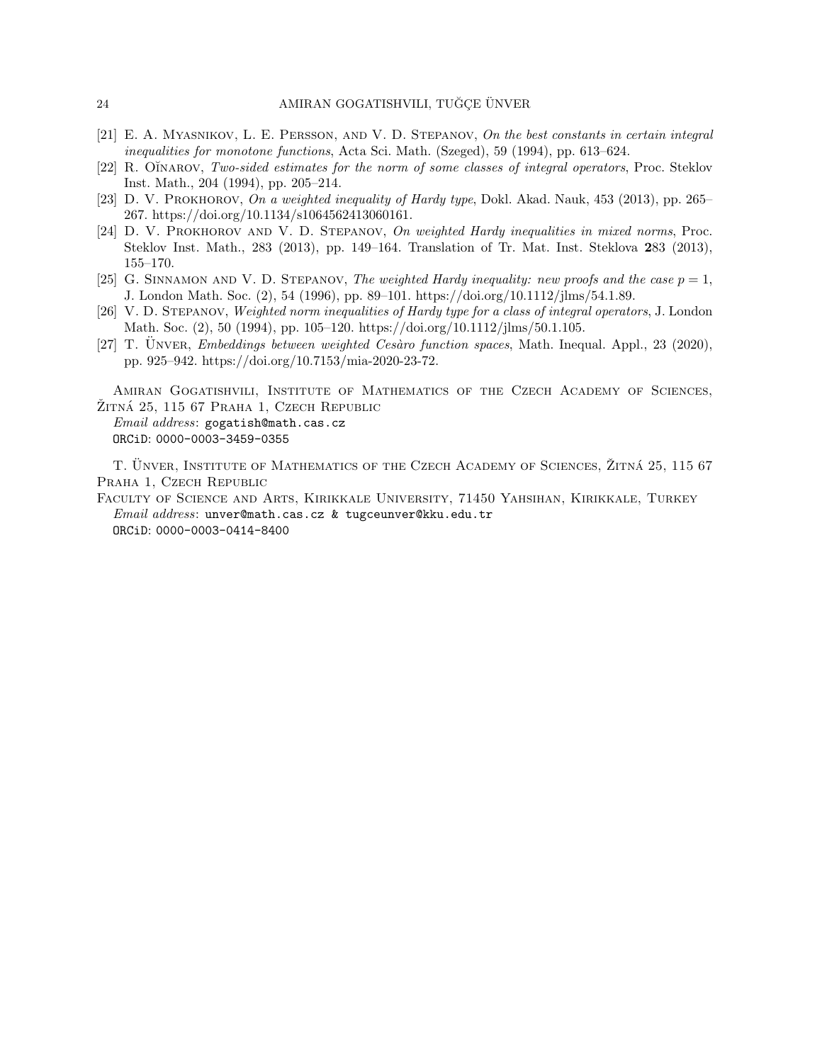[21] E. A. Myasnikov, L. E. Persson, and V. D. Stepanov, *On the best constants in certain integral inequalities for monotone functions*, Acta Sci. Math. (Szeged), 59 (1994), pp. 613–624.

[22] R. Oĭnarov, *Two-sided estimates for the norm of some classes of integral operators*, Proc. Steklov Inst. Math., 204 (1994), pp. 205–214.

[23] D. V. Prokhorov, *On a weighted inequality of Hardy type*, Dokl. Akad. Nauk, 453 (2013), pp. 265–267. https://doi.org/10.1134/s1064562413060161.

[24] D. V. Prokhorov and V. D. Stepanov, *On weighted Hardy inequalities in mixed norms*, Proc. Steklov Inst. Math., 283 (2013), pp. 149–164. Translation of Tr. Mat. Inst. Steklova **2**83 (2013), 155–170.

[25] G. Sinnamon and V. D. Stepanov, *The weighted Hardy inequality: new proofs and the case $p = 1$*, J. London Math. Soc. (2), 54 (1996), pp. 89–101. https://doi.org/10.1112/jlms/54.1.89.

[26] V. D. Stepanov, *Weighted norm inequalities of Hardy type for a class of integral operators*, J. London Math. Soc. (2), 50 (1994), pp. 105–120. https://doi.org/10.1112/jlms/50.1.105.

[27] T. Ünver, *Embeddings between weighted Cesàro function spaces*, Math. Inequal. Appl., 23 (2020), pp. 925–942. https://doi.org/10.7153/mia-2020-23-72.

Amiran Gogatishvili, Institute of Mathematics of the Czech Academy of Sciences, Žitná 25, 115 67 Praha 1, Czech Republic

*Email address*: gogatish@math.cas.cz

ORCiD: 0000-0003-3459-0355

T. Ünver, Institute of Mathematics of the Czech Academy of Sciences, Žitná 25, 115 67 Praha 1, Czech Republic

Faculty of Science and Arts, Kirikkale University, 71450 Yahsihan, Kirikkale, Turkey

*Email address*: unver@math.cas.cz & tugceunver@kku.edu.tr

ORCiD: 0000-0003-0414-8400